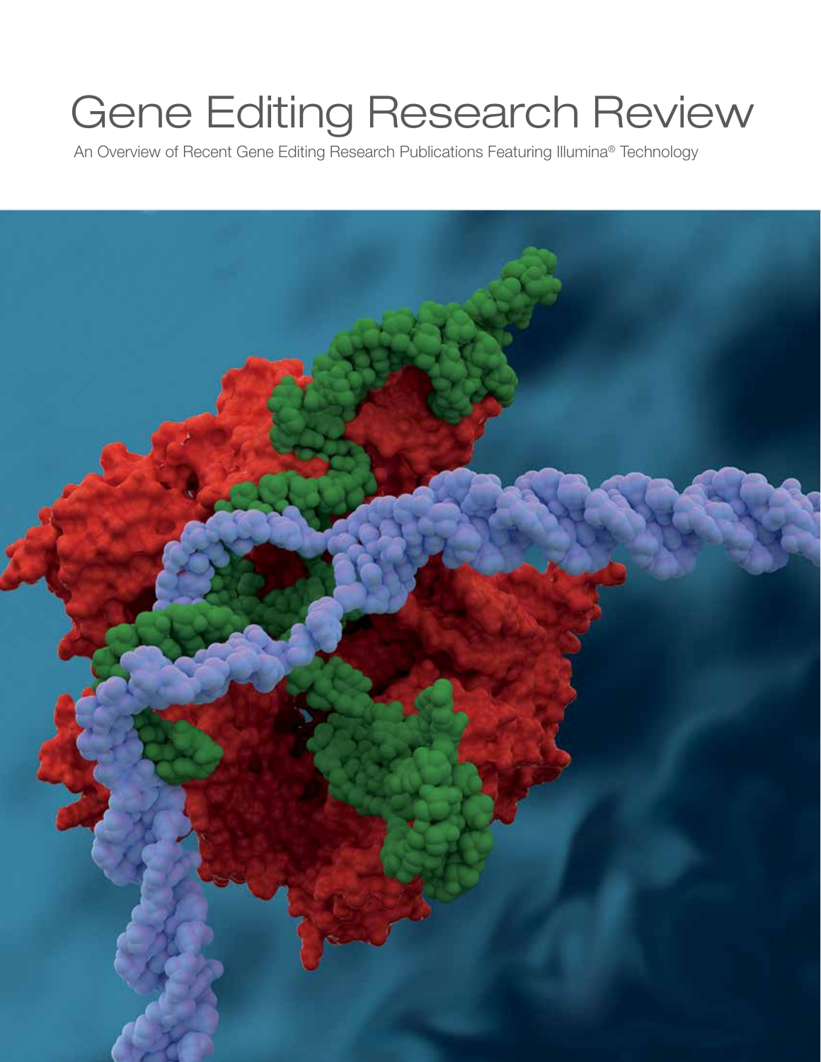# Gene Editing Research Review

An Overview of Recent Gene Editing Research Publications Featuring Illumina® Technology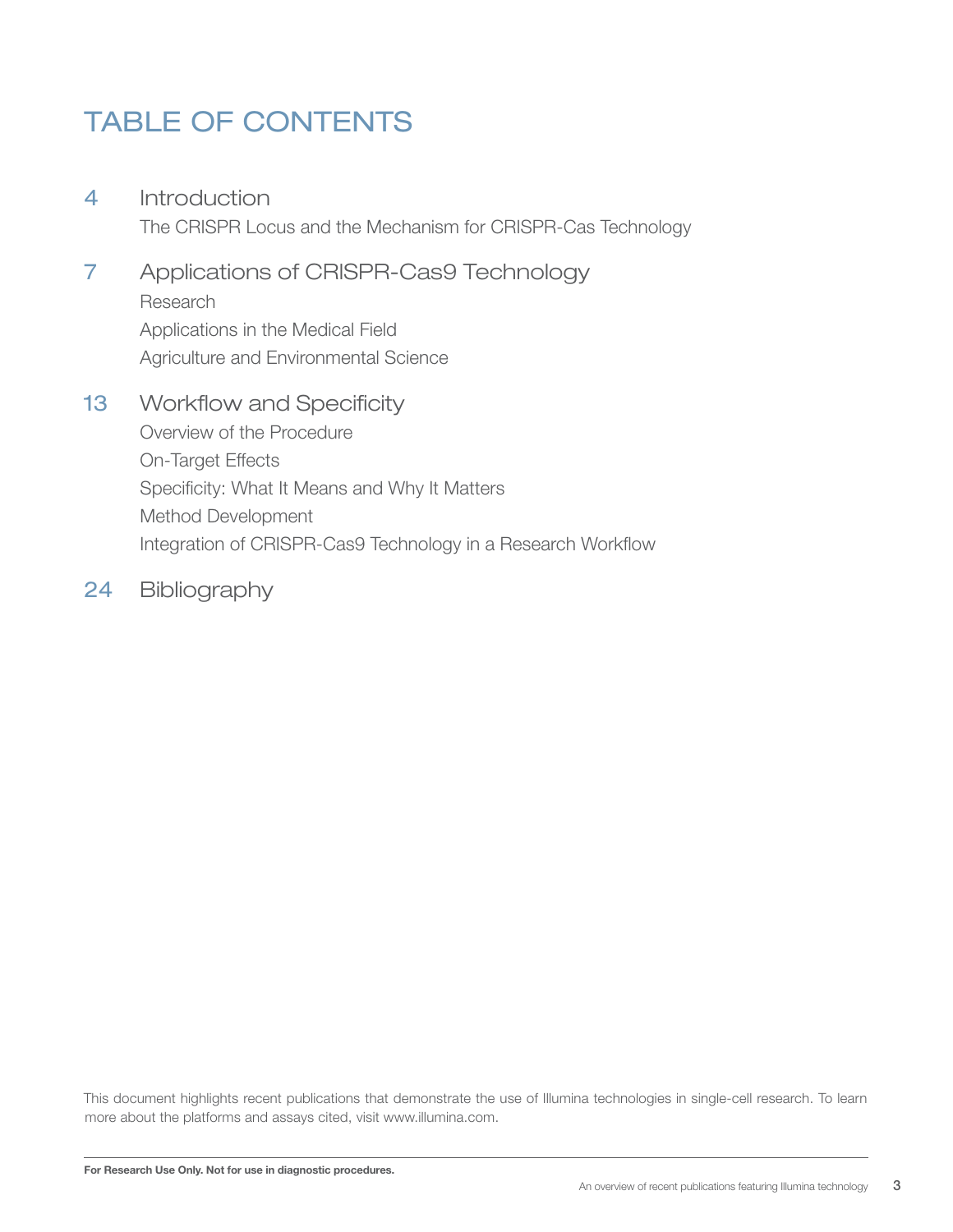# TABLE OF CONTENTS

4 Introduction
- The CRISPR Locus and the Mechanism for CRISPR-Cas Technology

7 Applications of CRISPR-Cas9 Technology
- Research
- Applications in the Medical Field
- Agriculture and Environmental Science

13 Workflow and Specificity
- Overview of the Procedure
- On-Target Effects
- Specificity: What It Means and Why It Matters
- Method Development
- Integration of CRISPR-Cas9 Technology in a Research Workflow

24 Bibliography

This document highlights recent publications that demonstrate the use of Illumina technologies in single-cell research. To learn more about the platforms and assays cited, visit www.illumina.com.

**For Research Use Only. Not for use in diagnostic procedures.**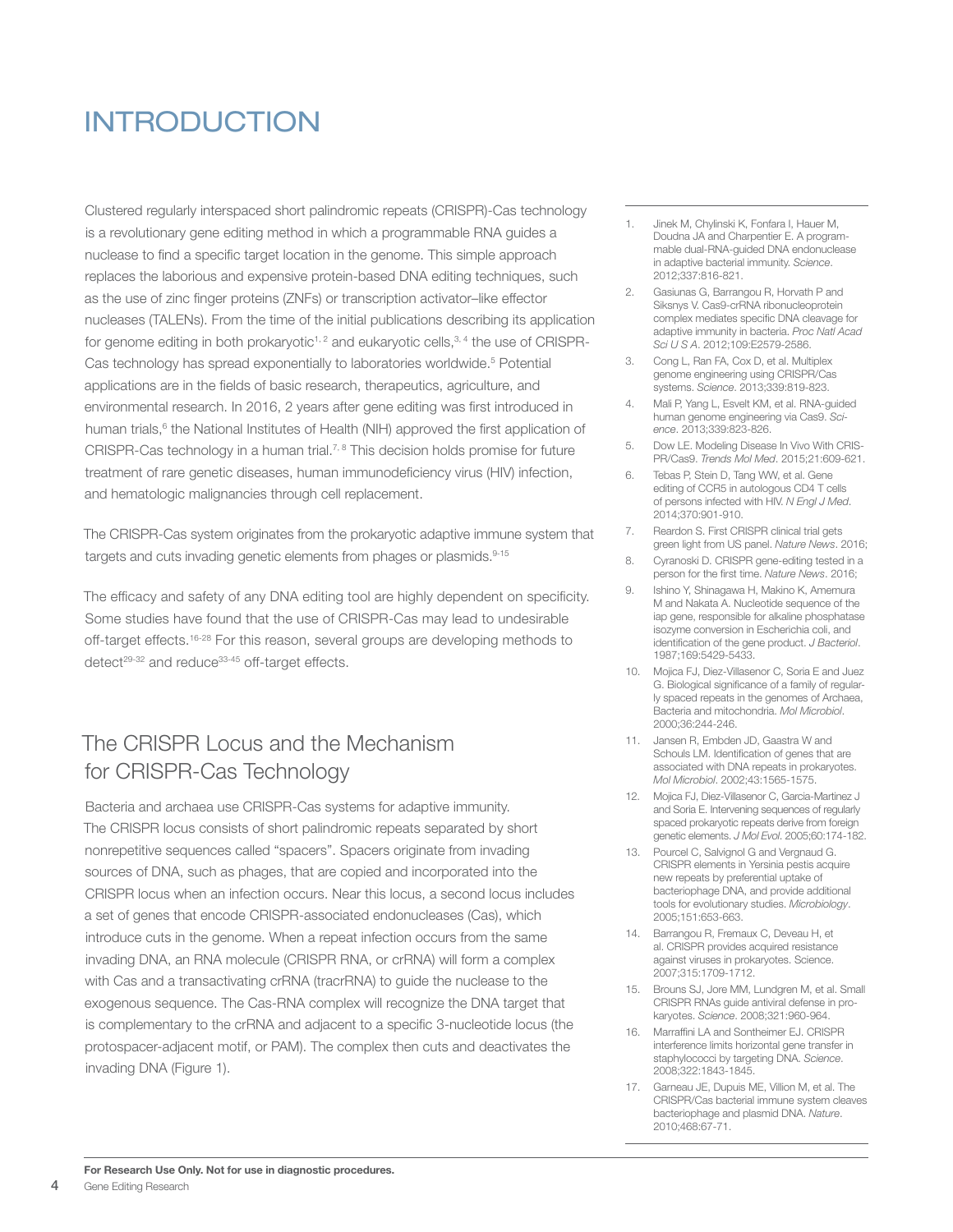# INTRODUCTION

Clustered regularly interspaced short palindromic repeats (CRISPR)-Cas technology is a revolutionary gene editing method in which a programmable RNA guides a nuclease to find a specific target location in the genome. This simple approach replaces the laborious and expensive protein-based DNA editing techniques, such as the use of zinc finger proteins (ZNFs) or transcription activator–like effector nucleases (TALENs). From the time of the initial publications describing its application for genome editing in both prokaryotic[1, 2] and eukaryotic cells,[3, 4] the use of CRISPR-Cas technology has spread exponentially to laboratories worldwide.[5] Potential applications are in the fields of basic research, therapeutics, agriculture, and environmental research. In 2016, 2 years after gene editing was first introduced in human trials,[6] the National Institutes of Health (NIH) approved the first application of CRISPR-Cas technology in a human trial.[7, 8] This decision holds promise for future treatment of rare genetic diseases, human immunodeficiency virus (HIV) infection, and hematologic malignancies through cell replacement.

The CRISPR-Cas system originates from the prokaryotic adaptive immune system that targets and cuts invading genetic elements from phages or plasmids.[9-15]

The efficacy and safety of any DNA editing tool are highly dependent on specificity. Some studies have found that the use of CRISPR-Cas may lead to undesirable off-target effects.[16-28] For this reason, several groups are developing methods to detect[29-32] and reduce[33-45] off-target effects.

## The CRISPR Locus and the Mechanism for CRISPR-Cas Technology

Bacteria and archaea use CRISPR-Cas systems for adaptive immunity. The CRISPR locus consists of short palindromic repeats separated by short nonrepetitive sequences called "spacers". Spacers originate from invading sources of DNA, such as phages, that are copied and incorporated into the CRISPR locus when an infection occurs. Near this locus, a second locus includes a set of genes that encode CRISPR-associated endonucleases (Cas), which introduce cuts in the genome. When a repeat infection occurs from the same invading DNA, an RNA molecule (CRISPR RNA, or crRNA) will form a complex with Cas and a transactivating crRNA (tracrRNA) to guide the nuclease to the exogenous sequence. The Cas-RNA complex will recognize the DNA target that is complementary to the crRNA and adjacent to a specific 3-nucleotide locus (the protospacer-adjacent motif, or PAM). The complex then cuts and deactivates the invading DNA (Figure 1).

1. Jinek M, Chylinski K, Fonfara I, Hauer M, Doudna JA and Charpentier E. A programmable dual-RNA-guided DNA endonuclease in adaptive bacterial immunity. *Science*. 2012;337:816-821.
2. Gasiunas G, Barrangou R, Horvath P and Siksnys V. Cas9-crRNA ribonucleoprotein complex mediates specific DNA cleavage for adaptive immunity in bacteria. *Proc Natl Acad Sci U S A*. 2012;109:E2579-2586.
3. Cong L, Ran FA, Cox D, et al. Multiplex genome engineering using CRISPR/Cas systems. *Science*. 2013;339:819-823.
4. Mali P, Yang L, Esvelt KM, et al. RNA-guided human genome engineering via Cas9. *Science*. 2013;339:823-826.
5. Dow LE. Modeling Disease In Vivo With CRISPR/Cas9. *Trends Mol Med*. 2015;21:609-621.
6. Tebas P, Stein D, Tang WW, et al. Gene editing of CCR5 in autologous CD4 T cells of persons infected with HIV. *N Engl J Med*. 2014;370:901-910.
7. Reardon S. First CRISPR clinical trial gets green light from US panel. *Nature News*. 2016;
8. Cyranoski D. CRISPR gene-editing tested in a person for the first time. *Nature News*. 2016;
9. Ishino Y, Shinagawa H, Makino K, Amemura M and Nakata A. Nucleotide sequence of the iap gene, responsible for alkaline phosphatase isozyme conversion in Escherichia coli, and identification of the gene product. *J Bacteriol*. 1987;169:5429-5433.
10. Mojica FJ, Diez-Villasenor C, Soria E and Juez G. Biological significance of a family of regularly spaced repeats in the genomes of Archaea, Bacteria and mitochondria. *Mol Microbiol*. 2000;36:244-246.
11. Jansen R, Embden JD, Gaastra W and Schouls LM. Identification of genes that are associated with DNA repeats in prokaryotes. *Mol Microbiol*. 2002;43:1565-1575.
12. Mojica FJ, Diez-Villasenor C, Garcia-Martinez J and Soria E. Intervening sequences of regularly spaced prokaryotic repeats derive from foreign genetic elements. *J Mol Evol*. 2005;60:174-182.
13. Pourcel C, Salvignol G and Vergnaud G. CRISPR elements in Yersinia pestis acquire new repeats by preferential uptake of bacteriophage DNA, and provide additional tools for evolutionary studies. *Microbiology*. 2005;151:653-663.
14. Barrangou R, Fremaux C, Deveau H, et al. CRISPR provides acquired resistance against viruses in prokaryotes. Science. 2007;315:1709-1712.
15. Brouns SJ, Jore MM, Lundgren M, et al. Small CRISPR RNAs guide antiviral defense in prokaryotes. *Science*. 2008;321:960-964.
16. Marraffini LA and Sontheimer EJ. CRISPR interference limits horizontal gene transfer in staphylococci by targeting DNA. *Science*. 2008;322:1843-1845.
17. Garneau JE, Dupuis ME, Villion M, et al. The CRISPR/Cas bacterial immune system cleaves bacteriophage and plasmid DNA. *Nature*. 2010;468:67-71.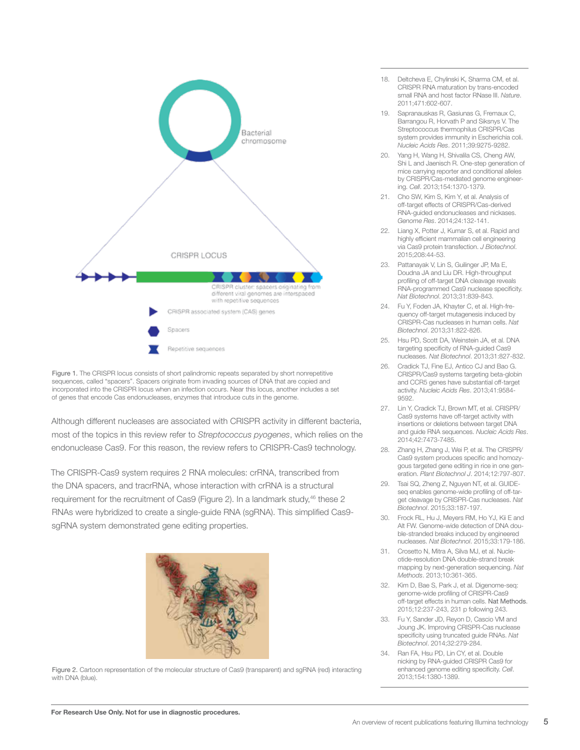Figure 1. The CRISPR locus consists of short palindromic repeats separated by short nonrepetitive sequences, called "spacers". Spacers originate from invading sources of DNA that are copied and incorporated into the CRISPR locus when an infection occurs. Near this locus, another includes a set of genes that encode Cas endonucleases, enzymes that introduce cuts in the genome.

Although different nucleases are associated with CRISPR activity in different bacteria, most of the topics in this review refer to *Streptococcus pyogenes*, which relies on the endonuclease Cas9. For this reason, the review refers to CRISPR-Cas9 technology.

The CRISPR-Cas9 system requires 2 RNA molecules: crRNA, transcribed from the DNA spacers, and tracrRNA, whose interaction with crRNA is a structural requirement for the recruitment of Cas9 (Figure 2). In a landmark study,[46] these 2 RNAs were hybridized to create a single-guide RNA (sgRNA). This simplified Cas9-sgRNA system demonstrated gene editing properties.

Figure 2. Cartoon representation of the molecular structure of Cas9 (transparent) and sgRNA (red) interacting with DNA (blue).

18. Deltcheva E, Chylinski K, Sharma CM, et al. CRISPR RNA maturation by trans-encoded small RNA and host factor RNase III. *Nature*. 2011;471:602-607.
19. Sapranauskas R, Gasiunas G, Fremaux C, Barrangou R, Horvath P and Siksnys V. The Streptococcus thermophilus CRISPR/Cas system provides immunity in Escherichia coli. *Nucleic Acids Res*. 2011;39:9275-9282.
20. Yang H, Wang H, Shivalila CS, Cheng AW, Shi L and Jaenisch R. One-step generation of mice carrying reporter and conditional alleles by CRISPR/Cas-mediated genome engineering. *Cell*. 2013;154:1370-1379.
21. Cho SW, Kim S, Kim Y, et al. Analysis of off-target effects of CRISPR/Cas-derived RNA-guided endonucleases and nickases. *Genome Res*. 2014;24:132-141.
22. Liang X, Potter J, Kumar S, et al. Rapid and highly efficient mammalian cell engineering via Cas9 protein transfection. *J Biotechnol*. 2015;208:44-53.
23. Pattanayak V, Lin S, Guilinger JP, Ma E, Doudna JA and Liu DR. High-throughput profiling of off-target DNA cleavage reveals RNA-programmed Cas9 nuclease specificity. *Nat Biotechnol*. 2013;31:839-843.
24. Fu Y, Foden JA, Khayter C, et al. High-frequency off-target mutagenesis induced by CRISPR-Cas nucleases in human cells. *Nat Biotechnol*. 2013;31:822-826.
25. Hsu PD, Scott DA, Weinstein JA, et al. DNA targeting specificity of RNA-guided Cas9 nucleases. *Nat Biotechnol*. 2013;31:827-832.
26. Cradick TJ, Fine EJ, Antico CJ and Bao G. CRISPR/Cas9 systems targeting beta-globin and CCR5 genes have substantial off-target activity. *Nucleic Acids Res*. 2013;41:9584-9592.
27. Lin Y, Cradick TJ, Brown MT, et al. CRISPR/Cas9 systems have off-target activity with insertions or deletions between target DNA and guide RNA sequences. *Nucleic Acids Res*. 2014;42:7473-7485.
28. Zhang H, Zhang J, Wei P, et al. The CRISPR/Cas9 system produces specific and homozygous targeted gene editing in rice in one generation. *Plant Biotechnol J*. 2014;12:797-807.
29. Tsai SQ, Zheng Z, Nguyen NT, et al. GUIDE-seq enables genome-wide profiling of off-target cleavage by CRISPR-Cas nucleases. *Nat Biotechnol*. 2015;33:187-197.
30. Frock RL, Hu J, Meyers RM, Ho YJ, Kii E and Alt FW. Genome-wide detection of DNA double-stranded breaks induced by engineered nucleases. *Nat Biotechnol*. 2015;33:179-186.
31. Crosetto N, Mitra A, Silva MJ, et al. Nucleotide-resolution DNA double-strand break mapping by next-generation sequencing. *Nat Methods*. 2013;10:361-365.
32. Kim D, Bae S, Park J, et al. Digenome-seq: genome-wide profiling of CRISPR-Cas9 off-target effects in human cells. Nat Methods. 2015;12:237-243, 231 p following 243.
33. Fu Y, Sander JD, Reyon D, Cascio VM and Joung JK. Improving CRISPR-Cas nuclease specificity using truncated guide RNAs. *Nat Biotechnol*. 2014;32:279-284.
34. Ran FA, Hsu PD, Lin CY, et al. Double nicking by RNA-guided CRISPR Cas9 for enhanced genome editing specificity. *Cell*. 2013;154:1380-1389.

**For Research Use Only. Not for use in diagnostic procedures.**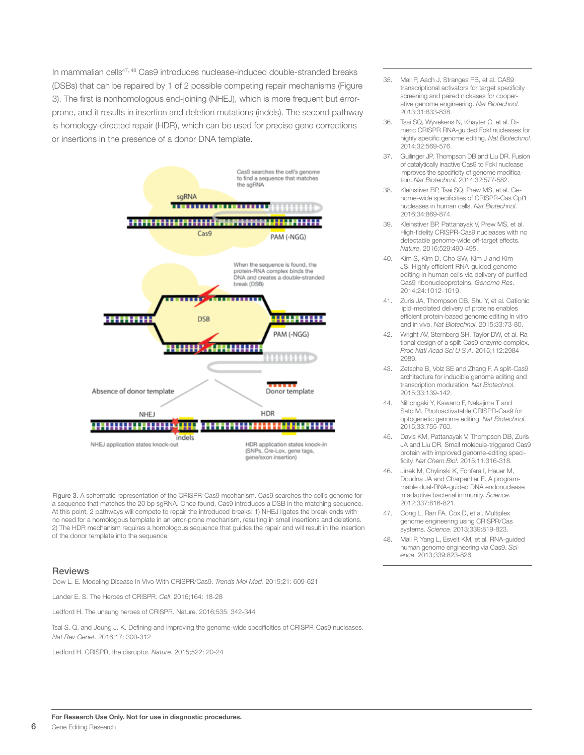In mammalian cells[47, 48] Cas9 introduces nuclease-induced double-stranded breaks (DSBs) that can be repaired by 1 of 2 possible competing repair mechanisms (Figure 3). The first is nonhomologous end-joining (NHEJ), which is more frequent but error-prone, and it results in insertion and deletion mutations (indels). The second pathway is homology-directed repair (HDR), which can be used for precise gene corrections or insertions in the presence of a donor DNA template.

Figure 3. A schematic representation of the CRISPR-Cas9 mechanism. Cas9 searches the cell's genome for a sequence that matches the 20 bp sgRNA. Once found, Cas9 introduces a DSB in the matching sequence. At this point, 2 pathways will compete to repair the introduced breaks: 1) NHEJ ligates the break ends with no need for a homologous template in an error-prone mechanism, resulting in small insertions and deletions. 2) The HDR mechanism requires a homologous sequence that guides the repair and will result in the insertion of the donor template into the sequence.

## Reviews

Dow L. E. Modeling Disease In Vivo With CRISPR/Cas9. *Trends Mol Med*. 2015;21: 609-621

Lander E. S. The Heroes of CRISPR. *Cell*. 2016;164: 18-28

Ledford H. The unsung heroes of CRISPR. Nature. 2016;535: 342-344

Tsai S. Q. and Joung J. K. Defining and improving the genome-wide specificities of CRISPR-Cas9 nucleases. *Nat Rev Genet*. 2016;17: 300-312

Ledford H. CRISPR, the disruptor. *Nature*. 2015;522: 20-24

35. Mali P, Aach J, Stranges PB, et al. CAS9 transcriptional activators for target specificity screening and paired nickases for cooperative genome engineering. *Nat Biotechnol*. 2013;31:833-838.
36. Tsai SQ, Wyvekens N, Khayter C, et al. Dimeric CRISPR RNA-guided FokI nucleases for highly specific genome editing. *Nat Biotechnol*. 2014;32:569-576.
37. Guilinger JP, Thompson DB and Liu DR. Fusion of catalytically inactive Cas9 to FokI nuclease improves the specificity of genome modification. *Nat Biotechnol*. 2014;32:577-582.
38. Kleinstiver BP, Tsai SQ, Prew MS, et al. Genome-wide specificities of CRISPR-Cas Cpf1 nucleases in human cells. *Nat Biotechnol*. 2016;34:869-874.
39. Kleinstiver BP, Pattanayak V, Prew MS, et al. High-fidelity CRISPR-Cas9 nucleases with no detectable genome-wide off-target effects. *Nature*. 2016;529:490-495.
40. Kim S, Kim D, Cho SW, Kim J and Kim JS. Highly efficient RNA-guided genome editing in human cells via delivery of purified Cas9 ribonucleoproteins. *Genome Res*. 2014;24:1012-1019.
41. Zuris JA, Thompson DB, Shu Y, et al. Cationic lipid-mediated delivery of proteins enables efficient protein-based genome editing in vitro and in vivo. *Nat Biotechnol*. 2015;33:73-80.
42. Wright AV, Sternberg SH, Taylor DW, et al. Rational design of a split-Cas9 enzyme complex. *Proc Natl Acad Sci U S A*. 2015;112:2984-2989.
43. Zetsche B, Volz SE and Zhang F. A split-Cas9 architecture for inducible genome editing and transcription modulation. *Nat Biotechnol*. 2015;33:139-142.
44. Nihongaki Y, Kawano F, Nakajima T and Sato M. Photoactivatable CRISPR-Cas9 for optogenetic genome editing. *Nat Biotechnol*. 2015;33:755-760.
45. Davis KM, Pattanayak V, Thompson DB, Zuris JA and Liu DR. Small molecule-triggered Cas9 protein with improved genome-editing specificity. *Nat Chem Biol*. 2015;11:316-318.
46. Jinek M, Chylinski K, Fonfara I, Hauer M, Doudna JA and Charpentier E. A programmable dual-RNA-guided DNA endonuclease in adaptive bacterial immunity. *Science*. 2012;337:816-821.
47. Cong L, Ran FA, Cox D, et al. Multiplex genome engineering using CRISPR/Cas systems. *Science*. 2013;339:819-823.
48. Mali P, Yang L, Esvelt KM, et al. RNA-guided human genome engineering via Cas9. *Science*. 2013;339:823-826.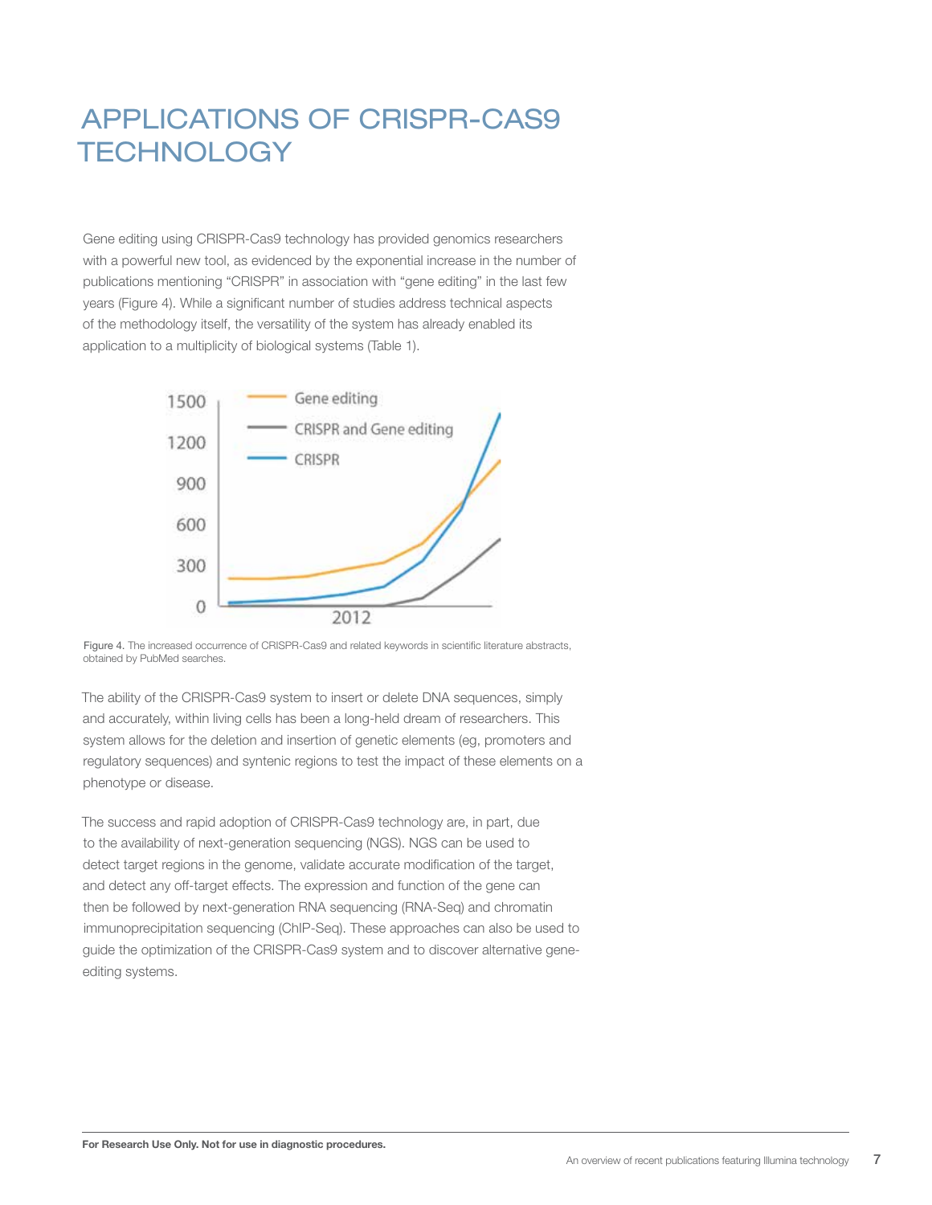# APPLICATIONS OF CRISPR-CAS9 TECHNOLOGY

Gene editing using CRISPR-Cas9 technology has provided genomics researchers with a powerful new tool, as evidenced by the exponential increase in the number of publications mentioning "CRISPR" in association with "gene editing" in the last few years (Figure 4). While a significant number of studies address technical aspects of the methodology itself, the versatility of the system has already enabled its application to a multiplicity of biological systems (Table 1).

Figure 4. The increased occurrence of CRISPR-Cas9 and related keywords in scientific literature abstracts, obtained by PubMed searches.

The ability of the CRISPR-Cas9 system to insert or delete DNA sequences, simply and accurately, within living cells has been a long-held dream of researchers. This system allows for the deletion and insertion of genetic elements (eg, promoters and regulatory sequences) and syntenic regions to test the impact of these elements on a phenotype or disease.

The success and rapid adoption of CRISPR-Cas9 technology are, in part, due to the availability of next-generation sequencing (NGS). NGS can be used to detect target regions in the genome, validate accurate modification of the target, and detect any off-target effects. The expression and function of the gene can then be followed by next-generation RNA sequencing (RNA-Seq) and chromatin immunoprecipitation sequencing (ChIP-Seq). These approaches can also be used to guide the optimization of the CRISPR-Cas9 system and to discover alternative gene-editing systems.

**For Research Use Only. Not for use in diagnostic procedures.**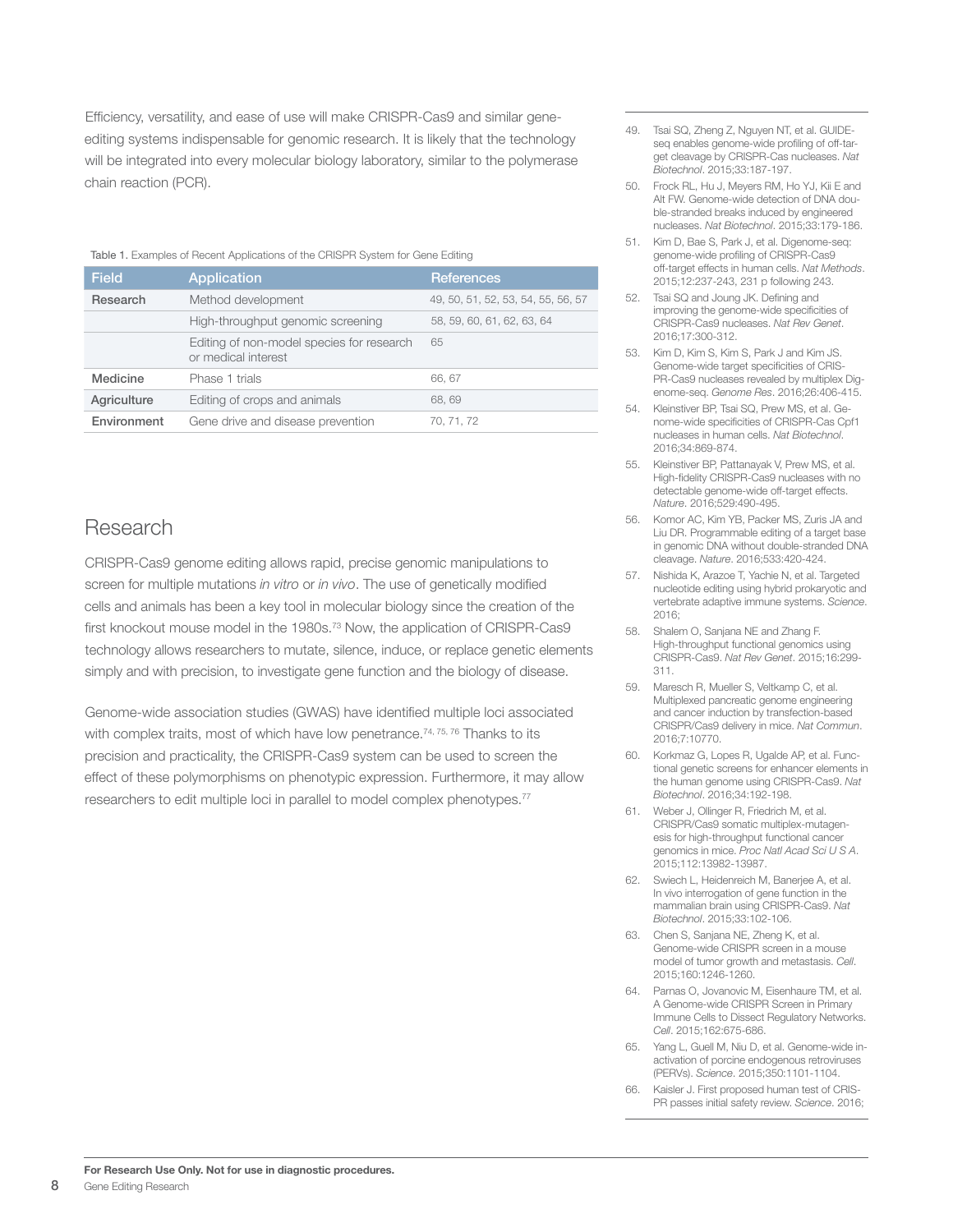Efficiency, versatility, and ease of use will make CRISPR-Cas9 and similar gene-editing systems indispensable for genomic research. It is likely that the technology will be integrated into every molecular biology laboratory, similar to the polymerase chain reaction (PCR).

Table 1. Examples of Recent Applications of the CRISPR System for Gene Editing

| Field | Application | References |
|---|---|---|
| Research | Method development | 49, 50, 51, 52, 53, 54, 55, 56, 57 |
| | High-throughput genomic screening | 58, 59, 60, 61, 62, 63, 64 |
| | Editing of non-model species for research or medical interest | 65 |
| Medicine | Phase 1 trials | 66, 67 |
| Agriculture | Editing of crops and animals | 68, 69 |
| Environment | Gene drive and disease prevention | 70, 71, 72 |

## Research

CRISPR-Cas9 genome editing allows rapid, precise genomic manipulations to screen for multiple mutations *in vitro* or *in vivo*. The use of genetically modified cells and animals has been a key tool in molecular biology since the creation of the first knockout mouse model in the 1980s.[73] Now, the application of CRISPR-Cas9 technology allows researchers to mutate, silence, induce, or replace genetic elements simply and with precision, to investigate gene function and the biology of disease.

Genome-wide association studies (GWAS) have identified multiple loci associated with complex traits, most of which have low penetrance.[74, 75, 76] Thanks to its precision and practicality, the CRISPR-Cas9 system can be used to screen the effect of these polymorphisms on phenotypic expression. Furthermore, it may allow researchers to edit multiple loci in parallel to model complex phenotypes.[77]

49. Tsai SQ, Zheng Z, Nguyen NT, et al. GUIDE-seq enables genome-wide profiling of off-target cleavage by CRISPR-Cas nucleases. *Nat Biotechnol*. 2015;33:187-197.
50. Frock RL, Hu J, Meyers RM, Ho YJ, Kii E and Alt FW. Genome-wide detection of DNA double-stranded breaks induced by engineered nucleases. *Nat Biotechnol*. 2015;33:179-186.
51. Kim D, Bae S, Park J, et al. Digenome-seq: genome-wide profiling of CRISPR-Cas9 off-target effects in human cells. *Nat Methods*. 2015;12:237-243, 231 p following 243.
52. Tsai SQ and Joung JK. Defining and improving the genome-wide specificities of CRISPR-Cas9 nucleases. *Nat Rev Genet*. 2016;17:300-312.
53. Kim D, Kim S, Kim S, Park J and Kim JS. Genome-wide target specificities of CRISPR-Cas9 nucleases revealed by multiplex Digenome-seq. *Genome Res*. 2016;26:406-415.
54. Kleinstiver BP, Tsai SQ, Prew MS, et al. Genome-wide specificities of CRISPR-Cas Cpf1 nucleases in human cells. *Nat Biotechnol*. 2016;34:869-874.
55. Kleinstiver BP, Pattanayak V, Prew MS, et al. High-fidelity CRISPR-Cas9 nucleases with no detectable genome-wide off-target effects. *Nature*. 2016;529:490-495.
56. Komor AC, Kim YB, Packer MS, Zuris JA and Liu DR. Programmable editing of a target base in genomic DNA without double-stranded DNA cleavage. *Nature*. 2016;533:420-424.
57. Nishida K, Arazoe T, Yachie N, et al. Targeted nucleotide editing using hybrid prokaryotic and vertebrate adaptive immune systems. *Science*. 2016;
58. Shalem O, Sanjana NE and Zhang F. High-throughput functional genomics using CRISPR-Cas9. *Nat Rev Genet*. 2015;16:299-311.
59. Maresch R, Mueller S, Veltkamp C, et al. Multiplexed pancreatic genome engineering and cancer induction by transfection-based CRISPR/Cas9 delivery in mice. *Nat Commun*. 2016;7:10770.
60. Korkmaz G, Lopes R, Ugalde AP, et al. Functional genetic screens for enhancer elements in the human genome using CRISPR-Cas9. *Nat Biotechnol*. 2016;34:192-198.
61. Weber J, Ollinger R, Friedrich M, et al. CRISPR/Cas9 somatic multiplex-mutagenesis for high-throughput functional cancer genomics in mice. *Proc Natl Acad Sci U S A*. 2015;112:13982-13987.
62. Swiech L, Heidenreich M, Banerjee A, et al. In vivo interrogation of gene function in the mammalian brain using CRISPR-Cas9. *Nat Biotechnol*. 2015;33:102-106.
63. Chen S, Sanjana NE, Zheng K, et al. Genome-wide CRISPR screen in a mouse model of tumor growth and metastasis. *Cell*. 2015;160:1246-1260.
64. Parnas O, Jovanovic M, Eisenhaure TM, et al. A Genome-wide CRISPR Screen in Primary Immune Cells to Dissect Regulatory Networks. *Cell*. 2015;162:675-686.
65. Yang L, Guell M, Niu D, et al. Genome-wide inactivation of porcine endogenous retroviruses (PERVs). *Science*. 2015;350:1101-1104.
66. Kaisler J. First proposed human test of CRISPR passes initial safety review. *Science*. 2016;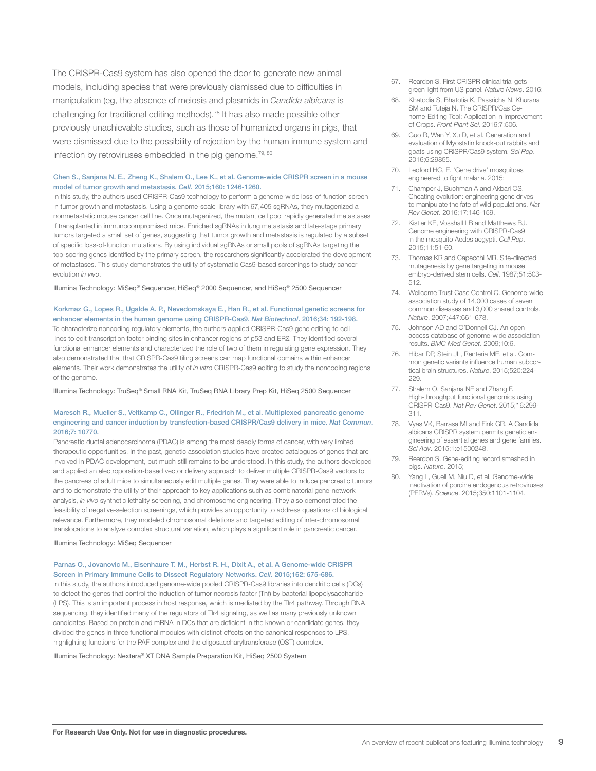The CRISPR-Cas9 system has also opened the door to generate new animal models, including species that were previously dismissed due to difficulties in manipulation (eg, the absence of meiosis and plasmids in *Candida albicans* is challenging for traditional editing methods).[78] It has also made possible other previously unachievable studies, such as those of humanized organs in pigs, that were dismissed due to the possibility of rejection by the human immune system and infection by retroviruses embedded in the pig genome.[79, 80]

**Chen S., Sanjana N. E., Zheng K., Shalem O., Lee K., et al. Genome-wide CRISPR screen in a mouse model of tumor growth and metastasis. *Cell*. 2015;160: 1246-1260.**

In this study, the authors used CRISPR-Cas9 technology to perform a genome-wide loss-of-function screen in tumor growth and metastasis. Using a genome-scale library with 67,405 sgRNAs, they mutagenized a nonmetastatic mouse cancer cell line. Once mutagenized, the mutant cell pool rapidly generated metastases if transplanted in immunocompromised mice. Enriched sgRNAs in lung metastasis and late-stage primary tumors targeted a small set of genes, suggesting that tumor growth and metastasis is regulated by a subset of specific loss-of-function mutations. By using individual sgRNAs or small pools of sgRNAs targeting the top-scoring genes identified by the primary screen, the researchers significantly accelerated the development of metastases. This study demonstrates the utility of systematic Cas9-based screenings to study cancer evolution *in vivo*.

Illumina Technology: MiSeq® Sequencer, HiSeq® 2000 Sequencer, and HiSeq® 2500 Sequencer

**Korkmaz G., Lopes R., Ugalde A. P., Nevedomskaya E., Han R., et al. Functional genetic screens for enhancer elements in the human genome using CRISPR-Cas9. *Nat Biotechnol*. 2016;34: 192-198.**

To characterize noncoding regulatory elements, the authors applied CRISPR-Cas9 gene editing to cell lines to edit transcription factor binding sites in enhancer regions of p53 and ERα. They identified several functional enhancer elements and characterized the role of two of them in regulating gene expression. They also demonstrated that that CRISPR-Cas9 tiling screens can map functional domains within enhancer elements. Their work demonstrates the utility of *in vitro* CRISPR-Cas9 editing to study the noncoding regions of the genome.

Illumina Technology: TruSeq® Small RNA Kit, TruSeq RNA Library Prep Kit, HiSeq 2500 Sequencer

**Maresch R., Mueller S., Veltkamp C., Ollinger R., Friedrich M., et al. Multiplexed pancreatic genome engineering and cancer induction by transfection-based CRISPR/Cas9 delivery in mice. *Nat Commun*. 2016;7: 10770.**

Pancreatic ductal adenocarcinoma (PDAC) is among the most deadly forms of cancer, with very limited therapeutic opportunities. In the past, genetic association studies have created catalogues of genes that are involved in PDAC development, but much still remains to be understood. In this study, the authors developed and applied an electroporation-based vector delivery approach to deliver multiple CRISPR-Cas9 vectors to the pancreas of adult mice to simultaneously edit multiple genes. They were able to induce pancreatic tumors and to demonstrate the utility of their approach to key applications such as combinatorial gene-network analysis, *in vivo* synthetic lethality screening, and chromosome engineering. They also demonstrated the feasibility of negative-selection screenings, which provides an opportunity to address questions of biological relevance. Furthermore, they modeled chromosomal deletions and targeted editing of inter-chromosomal translocations to analyze complex structural variation, which plays a significant role in pancreatic cancer.

Illumina Technology: MiSeq Sequencer

**Parnas O., Jovanovic M., Eisenhaure T. M., Herbst R. H., Dixit A., et al. A Genome-wide CRISPR Screen in Primary Immune Cells to Dissect Regulatory Networks. *Cell*. 2015;162: 675-686.**

In this study, the authors introduced genome-wide pooled CRISPR-Cas9 libraries into dendritic cells (DCs) to detect the genes that control the induction of tumor necrosis factor (Tnf) by bacterial lipopolysaccharide (LPS). This is an important process in host response, which is mediated by the Tlr4 pathway. Through RNA sequencing, they identified many of the regulators of Tlr4 signaling, as well as many previously unknown candidates. Based on protein and mRNA in DCs that are deficient in the known or candidate genes, they divided the genes in three functional modules with distinct effects on the canonical responses to LPS, highlighting functions for the PAF complex and the oligosaccharyltransferase (OST) complex.

Illumina Technology: Nextera® XT DNA Sample Preparation Kit, HiSeq 2500 System

67. Reardon S. First CRISPR clinical trial gets green light from US panel. *Nature News*. 2016;
68. Khatodia S, Bhatotia K, Passricha N, Khurana SM and Tuteja N. The CRISPR/Cas Genome-Editing Tool: Application in Improvement of Crops. *Front Plant Sci*. 2016;7:506.
69. Guo R, Wan Y, Xu D, et al. Generation and evaluation of Myostatin knock-out rabbits and goats using CRISPR/Cas9 system. *Sci Rep*. 2016;6:29855.
70. Ledford HC, E. 'Gene drive' mosquitoes engineered to fight malaria. 2015;
71. Champer J, Buchman A and Akbari OS. Cheating evolution: engineering gene drives to manipulate the fate of wild populations. *Nat Rev Genet*. 2016;17:146-159.
72. Kistler KE, Vosshall LB and Matthews BJ. Genome engineering with CRISPR-Cas9 in the mosquito Aedes aegypti. *Cell Rep*. 2015;11:51-60.
73. Thomas KR and Capecchi MR. Site-directed mutagenesis by gene targeting in mouse embryo-derived stem cells. *Cell*. 1987;51:503-512.
74. Wellcome Trust Case Control C. Genome-wide association study of 14,000 cases of seven common diseases and 3,000 shared controls. *Nature*. 2007;447:661-678.
75. Johnson AD and O'Donnell CJ. An open access database of genome-wide association results. *BMC Med Genet*. 2009;10:6.
76. Hibar DP, Stein JL, Renteria ME, et al. Common genetic variants influence human subcortical brain structures. *Nature*. 2015;520:224-229.
77. Shalem O, Sanjana NE and Zhang F. High-throughput functional genomics using CRISPR-Cas9. *Nat Rev Genet*. 2015;16:299-311.
78. Vyas VK, Barrasa MI and Fink GR. A Candida albicans CRISPR system permits genetic engineering of essential genes and gene families. *Sci Adv*. 2015;1:e1500248.
79. Reardon S. Gene-editing record smashed in pigs. *Nature*. 2015;
80. Yang L, Guell M, Niu D, et al. Genome-wide inactivation of porcine endogenous retroviruses (PERVs). *Science*. 2015;350:1101-1104.

**For Research Use Only. Not for use in diagnostic procedures.**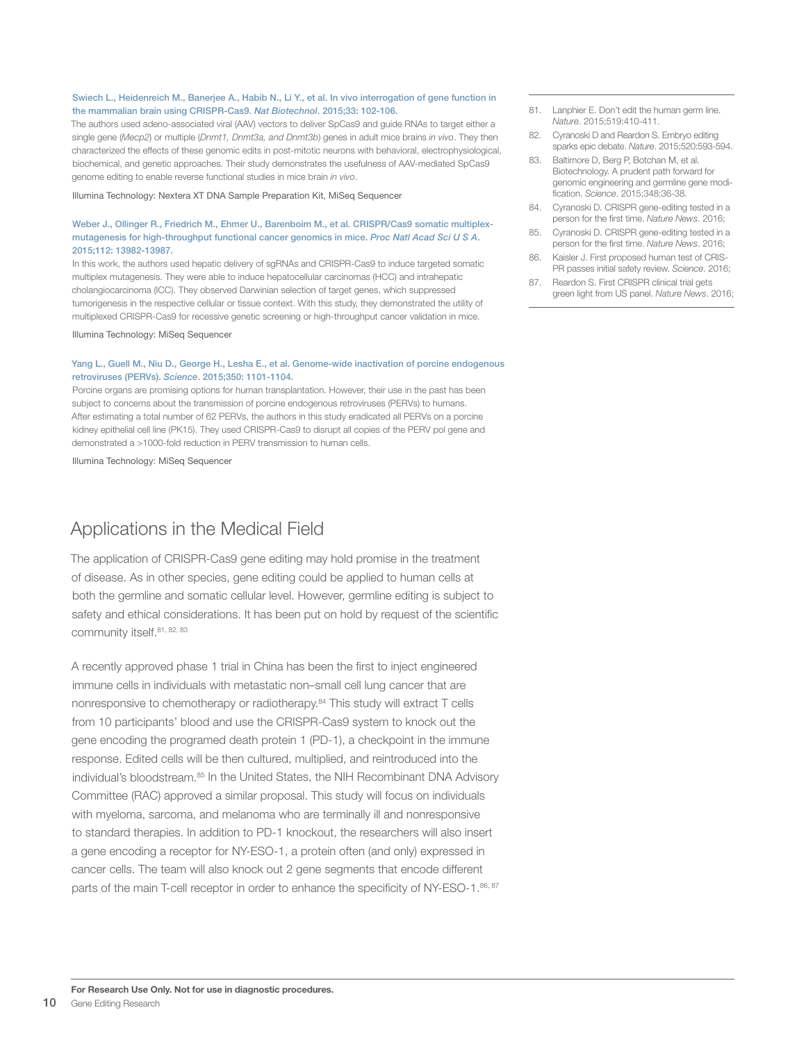**Swiech L., Heidenreich M., Banerjee A., Habib N., Li Y., et al. In vivo interrogation of gene function in the mammalian brain using CRISPR-Cas9. *Nat Biotechnol*. 2015;33: 102-106.**

The authors used adeno-associated viral (AAV) vectors to deliver SpCas9 and guide RNAs to target either a single gene (*Mecp2*) or multiple (*Dnmt1, Dnmt3a, and Dnmt3b*) genes in adult mice brains *in vivo*. They then characterized the effects of these genomic edits in post-mitotic neurons with behavioral, electrophysiological, biochemical, and genetic approaches. Their study demonstrates the usefulness of AAV-mediated SpCas9 genome editing to enable reverse functional studies in mice brain *in vivo*.

Illumina Technology: Nextera XT DNA Sample Preparation Kit, MiSeq Sequencer

**Weber J., Ollinger R., Friedrich M., Ehmer U., Barenboim M., et al. CRISPR/Cas9 somatic multiplex-mutagenesis for high-throughput functional cancer genomics in mice. *Proc Natl Acad Sci U S A*. 2015;112: 13982-13987.**

In this work, the authors used hepatic delivery of sgRNAs and CRISPR-Cas9 to induce targeted somatic multiplex mutagenesis. They were able to induce hepatocellular carcinomas (HCC) and intrahepatic cholangiocarcinoma (ICC). They observed Darwinian selection of target genes, which suppressed tumorigenesis in the respective cellular or tissue context. With this study, they demonstrated the utility of multiplexed CRISPR-Cas9 for recessive genetic screening or high-throughput cancer validation in mice.

Illumina Technology: MiSeq Sequencer

**Yang L., Guell M., Niu D., George H., Lesha E., et al. Genome-wide inactivation of porcine endogenous retroviruses (PERVs). *Science*. 2015;350: 1101-1104.**

Porcine organs are promising options for human transplantation. However, their use in the past has been subject to concerns about the transmission of porcine endogenous retroviruses (PERVs) to humans. After estimating a total number of 62 PERVs, the authors in this study eradicated all PERVs on a porcine kidney epithelial cell line (PK15). They used CRISPR-Cas9 to disrupt all copies of the PERV pol gene and demonstrated a >1000-fold reduction in PERV transmission to human cells.

Illumina Technology: MiSeq Sequencer

## Applications in the Medical Field

The application of CRISPR-Cas9 gene editing may hold promise in the treatment of disease. As in other species, gene editing could be applied to human cells at both the germline and somatic cellular level. However, germline editing is subject to safety and ethical considerations. It has been put on hold by request of the scientific community itself.[81, 82, 83]

A recently approved phase 1 trial in China has been the first to inject engineered immune cells in individuals with metastatic non–small cell lung cancer that are nonresponsive to chemotherapy or radiotherapy.[84] This study will extract T cells from 10 participants' blood and use the CRISPR-Cas9 system to knock out the gene encoding the programed death protein 1 (PD-1), a checkpoint in the immune response. Edited cells will be then cultured, multiplied, and reintroduced into the individual's bloodstream.[85] In the United States, the NIH Recombinant DNA Advisory Committee (RAC) approved a similar proposal. This study will focus on individuals with myeloma, sarcoma, and melanoma who are terminally ill and nonresponsive to standard therapies. In addition to PD-1 knockout, the researchers will also insert a gene encoding a receptor for NY-ESO-1, a protein often (and only) expressed in cancer cells. The team will also knock out 2 gene segments that encode different parts of the main T-cell receptor in order to enhance the specificity of NY-ESO-1.[86, 87]

81. Lanphier E. Don't edit the human germ line. *Nature*. 2015;519:410-411.
82. Cyranoski D and Reardon S. Embryo editing sparks epic debate. *Nature*. 2015;520:593-594.
83. Baltimore D, Berg P, Botchan M, et al. Biotechnology. A prudent path forward for genomic engineering and germline gene modification. *Science*. 2015;348:36-38.
84. Cyranoski D. CRISPR gene-editing tested in a person for the first time. *Nature News*. 2016;
85. Cyranoski D. CRISPR gene-editing tested in a person for the first time. *Nature News*. 2016;
86. Kaisler J. First proposed human test of CRISPR passes initial safety review. *Science*. 2016;
87. Reardon S. First CRISPR clinical trial gets green light from US panel. *Nature News*. 2016;

**For Research Use Only. Not for use in diagnostic procedures.**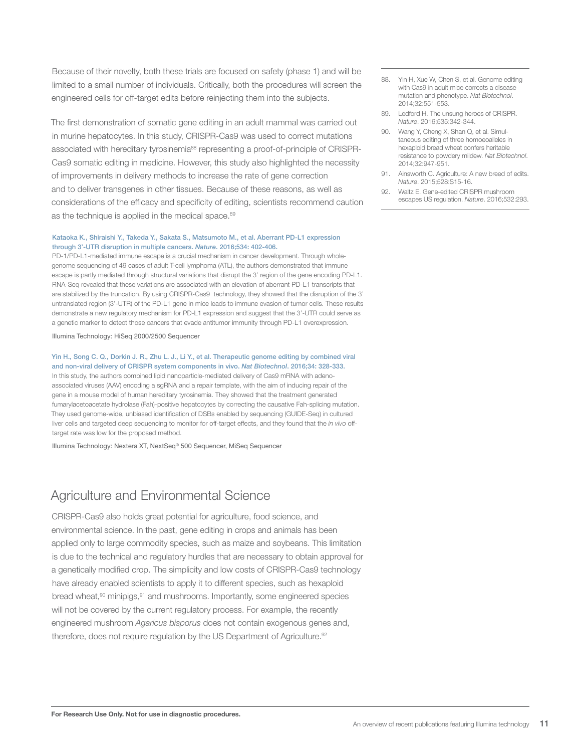Because of their novelty, both these trials are focused on safety (phase 1) and will be limited to a small number of individuals. Critically, both the procedures will screen the engineered cells for off-target edits before reinjecting them into the subjects.

The first demonstration of somatic gene editing in an adult mammal was carried out in murine hepatocytes. In this study, CRISPR-Cas9 was used to correct mutations associated with hereditary tyrosinemia[88] representing a proof-of-principle of CRISPR-Cas9 somatic editing in medicine. However, this study also highlighted the necessity of improvements in delivery methods to increase the rate of gene correction and to deliver transgenes in other tissues. Because of these reasons, as well as considerations of the efficacy and specificity of editing, scientists recommend caution as the technique is applied in the medical space.[89]

**Kataoka K., Shiraishi Y., Takeda Y., Sakata S., Matsumoto M., et al. Aberrant PD-L1 expression through 3'-UTR disruption in multiple cancers. *Nature*. 2016;534: 402-406.**

PD-1/PD-L1-mediated immune escape is a crucial mechanism in cancer development. Through whole-genome sequencing of 49 cases of adult T-cell lymphoma (ATL), the authors demonstrated that immune escape is partly mediated through structural variations that disrupt the 3' region of the gene encoding PD-L1. RNA-Seq revealed that these variations are associated with an elevation of aberrant PD-L1 transcripts that are stabilized by the truncation. By using CRISPR-Cas9 technology, they showed that the disruption of the 3' untranslated region (3'-UTR) of the PD-L1 gene in mice leads to immune evasion of tumor cells. These results demonstrate a new regulatory mechanism for PD-L1 expression and suggest that the 3'-UTR could serve as a genetic marker to detect those cancers that evade antitumor immunity through PD-L1 overexpression.

Illumina Technology: HiSeq 2000/2500 Sequencer

**Yin H., Song C. Q., Dorkin J. R., Zhu L. J., Li Y., et al. Therapeutic genome editing by combined viral and non-viral delivery of CRISPR system components in vivo. *Nat Biotechnol*. 2016;34: 328-333.**

In this study, the authors combined lipid nanoparticle-mediated delivery of Cas9 mRNA with adeno-associated viruses (AAV) encoding a sgRNA and a repair template, with the aim of inducing repair of the gene in a mouse model of human hereditary tyrosinemia. They showed that the treatment generated fumarylacetoacetate hydrolase (Fah)-positive hepatocytes by correcting the causative Fah-splicing mutation. They used genome-wide, unbiased identification of DSBs enabled by sequencing (GUIDE-Seq) in cultured liver cells and targeted deep sequencing to monitor for off-target effects, and they found that the *in vivo* off-target rate was low for the proposed method.

Illumina Technology: Nextera XT, NextSeq® 500 Sequencer, MiSeq Sequencer

## Agriculture and Environmental Science

CRISPR-Cas9 also holds great potential for agriculture, food science, and environmental science. In the past, gene editing in crops and animals has been applied only to large commodity species, such as maize and soybeans. This limitation is due to the technical and regulatory hurdles that are necessary to obtain approval for a genetically modified crop. The simplicity and low costs of CRISPR-Cas9 technology have already enabled scientists to apply it to different species, such as hexaploid bread wheat,[90] minipigs,[91] and mushrooms. Importantly, some engineered species will not be covered by the current regulatory process. For example, the recently engineered mushroom *Agaricus bisporus* does not contain exogenous genes and, therefore, does not require regulation by the US Department of Agriculture.[92]

---

88. Yin H, Xue W, Chen S, et al. Genome editing with Cas9 in adult mice corrects a disease mutation and phenotype. *Nat Biotechnol*. 2014;32:551-553.
89. Ledford H. The unsung heroes of CRISPR. *Nature*. 2016;535:342-344.
90. Wang Y, Cheng X, Shan Q, et al. Simultaneous editing of three homoeoalleles in hexaploid bread wheat confers heritable resistance to powdery mildew. *Nat Biotechnol*. 2014;32:947-951.
91. Ainsworth C. Agriculture: A new breed of edits. *Nature*. 2015;528:S15-16.
92. Waltz E. Gene-edited CRISPR mushroom escapes US regulation. *Nature*. 2016;532:293.

**For Research Use Only. Not for use in diagnostic procedures.**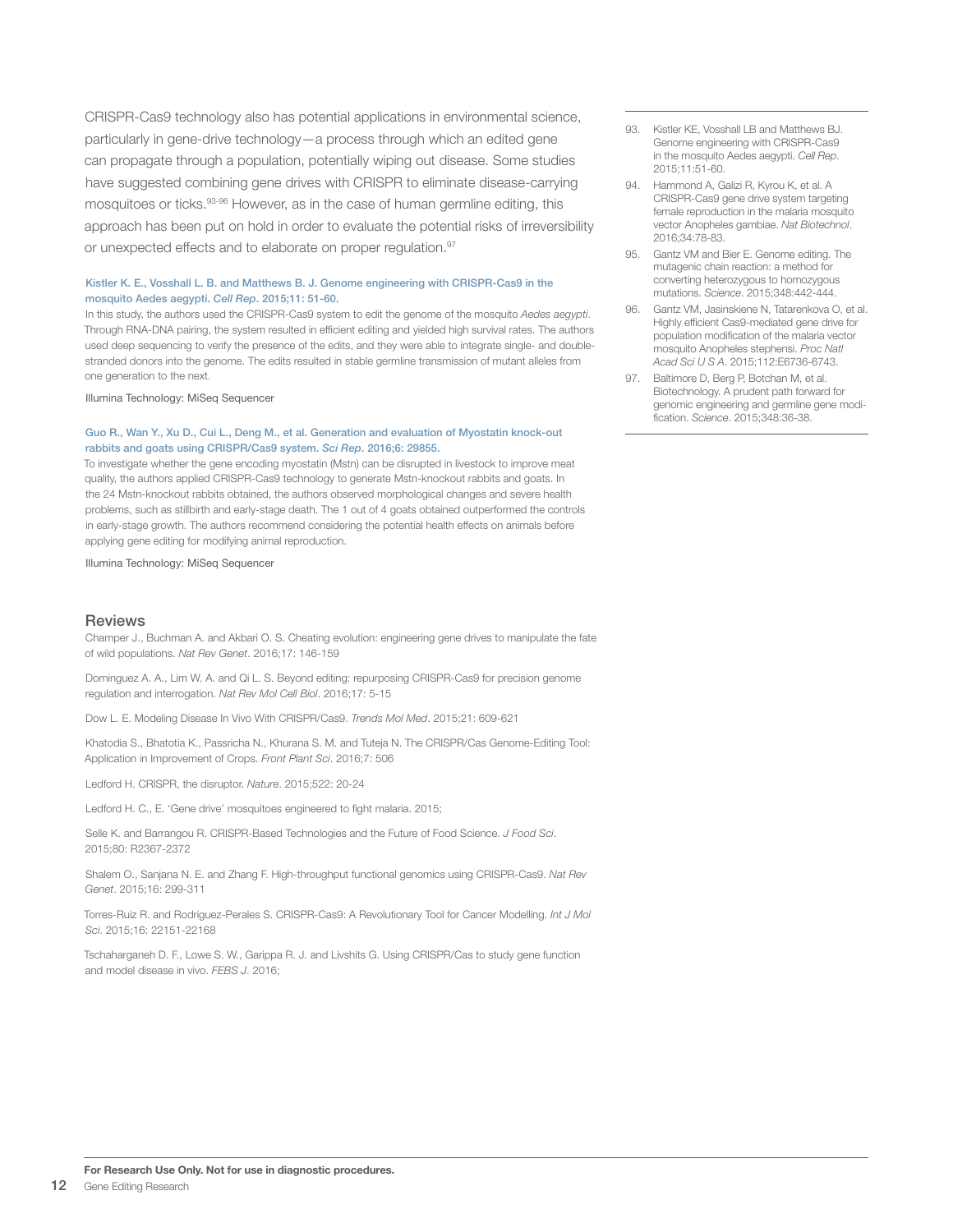CRISPR-Cas9 technology also has potential applications in environmental science, particularly in gene-drive technology—a process through which an edited gene can propagate through a population, potentially wiping out disease. Some studies have suggested combining gene drives with CRISPR to eliminate disease-carrying mosquitoes or ticks.[93-96] However, as in the case of human germline editing, this approach has been put on hold in order to evaluate the potential risks of irreversibility or unexpected effects and to elaborate on proper regulation.[97]

**Kistler K. E., Vosshall L. B. and Matthews B. J. Genome engineering with CRISPR-Cas9 in the mosquito Aedes aegypti. *Cell Rep*. 2015;11: 51-60.**

In this study, the authors used the CRISPR-Cas9 system to edit the genome of the mosquito *Aedes aegypti*. Through RNA-DNA pairing, the system resulted in efficient editing and yielded high survival rates. The authors used deep sequencing to verify the presence of the edits, and they were able to integrate single- and double-stranded donors into the genome. The edits resulted in stable germline transmission of mutant alleles from one generation to the next.

Illumina Technology: MiSeq Sequencer

**Guo R., Wan Y., Xu D., Cui L., Deng M., et al. Generation and evaluation of Myostatin knock-out rabbits and goats using CRISPR/Cas9 system. *Sci Rep*. 2016;6: 29855.**

To investigate whether the gene encoding myostatin (Mstn) can be disrupted in livestock to improve meat quality, the authors applied CRISPR-Cas9 technology to generate Mstn-knockout rabbits and goats. In the 24 Mstn-knockout rabbits obtained, the authors observed morphological changes and severe health problems, such as stillbirth and early-stage death. The 1 out of 4 goats obtained outperformed the controls in early-stage growth. The authors recommend considering the potential health effects on animals before applying gene editing for modifying animal reproduction.

Illumina Technology: MiSeq Sequencer

## Reviews

Champer J., Buchman A. and Akbari O. S. Cheating evolution: engineering gene drives to manipulate the fate of wild populations. *Nat Rev Genet*. 2016;17: 146-159

Dominguez A. A., Lim W. A. and Qi L. S. Beyond editing: repurposing CRISPR-Cas9 for precision genome regulation and interrogation. *Nat Rev Mol Cell Biol*. 2016;17: 5-15

Dow L. E. Modeling Disease In Vivo With CRISPR/Cas9. *Trends Mol Med*. 2015;21: 609-621

Khatodia S., Bhatotia K., Passricha N., Khurana S. M. and Tuteja N. The CRISPR/Cas Genome-Editing Tool: Application in Improvement of Crops. *Front Plant Sci*. 2016;7: 506

Ledford H. CRISPR, the disruptor. *Nature*. 2015;522: 20-24

Ledford H. C., E. 'Gene drive' mosquitoes engineered to fight malaria. 2015;

Selle K. and Barrangou R. CRISPR-Based Technologies and the Future of Food Science. *J Food Sci*. 2015;80: R2367-2372

Shalem O., Sanjana N. E. and Zhang F. High-throughput functional genomics using CRISPR-Cas9. *Nat Rev Genet*. 2015;16: 299-311

Torres-Ruiz R. and Rodriguez-Perales S. CRISPR-Cas9: A Revolutionary Tool for Cancer Modelling. *Int J Mol Sci*. 2015;16: 22151-22168

Tschaharganeh D. F., Lowe S. W., Garippa R. J. and Livshits G. Using CRISPR/Cas to study gene function and model disease in vivo. *FEBS J*. 2016;

---

93. Kistler KE, Vosshall LB and Matthews BJ. Genome engineering with CRISPR-Cas9 in the mosquito Aedes aegypti. *Cell Rep*. 2015;11:51-60.
94. Hammond A, Galizi R, Kyrou K, et al. A CRISPR-Cas9 gene drive system targeting female reproduction in the malaria mosquito vector Anopheles gambiae. *Nat Biotechnol*. 2016;34:78-83.
95. Gantz VM and Bier E. Genome editing. The mutagenic chain reaction: a method for converting heterozygous to homozygous mutations. *Science*. 2015;348:442-444.
96. Gantz VM, Jasinskiene N, Tatarenkova O, et al. Highly efficient Cas9-mediated gene drive for population modification of the malaria vector mosquito Anopheles stephensi. *Proc Natl Acad Sci U S A*. 2015;112:E6736-6743.
97. Baltimore D, Berg P, Botchan M, et al. Biotechnology. A prudent path forward for genomic engineering and germline gene modification. *Science*. 2015;348:36-38.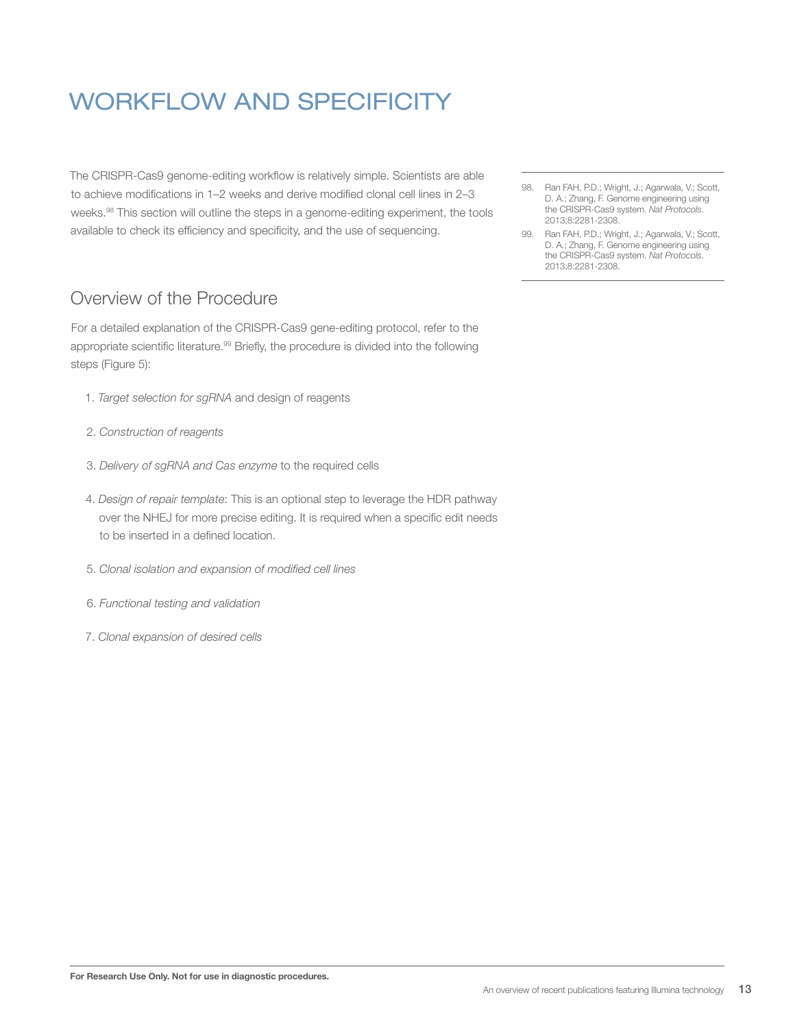# WORKFLOW AND SPECIFICITY

The CRISPR-Cas9 genome-editing workflow is relatively simple. Scientists are able to achieve modifications in 1–2 weeks and derive modified clonal cell lines in 2–3 weeks.[98] This section will outline the steps in a genome-editing experiment, the tools available to check its efficiency and specificity, and the use of sequencing.

98. Ran FAH, P.D.; Wright, J.; Agarwala, V.; Scott, D. A.; Zhang, F. Genome engineering using the CRISPR-Cas9 system. *Nat Protocols*. 2013;8:2281-2308.
99. Ran FAH, P.D.; Wright, J.; Agarwala, V.; Scott, D. A.; Zhang, F. Genome engineering using the CRISPR-Cas9 system. *Nat Protocols*. 2013;8:2281-2308.

## Overview of the Procedure

For a detailed explanation of the CRISPR-Cas9 gene-editing protocol, refer to the appropriate scientific literature.[99] Briefly, the procedure is divided into the following steps (Figure 5):

1. *Target selection for sgRNA* and design of reagents
2. *Construction of reagents*
3. *Delivery of sgRNA and Cas enzyme* to the required cells
4. *Design of repair template*: This is an optional step to leverage the HDR pathway over the NHEJ for more precise editing. It is required when a specific edit needs to be inserted in a defined location.
5. *Clonal isolation and expansion of modified cell lines*
6. *Functional testing and validation*
7. *Clonal expansion of desired cells*

**For Research Use Only. Not for use in diagnostic procedures.**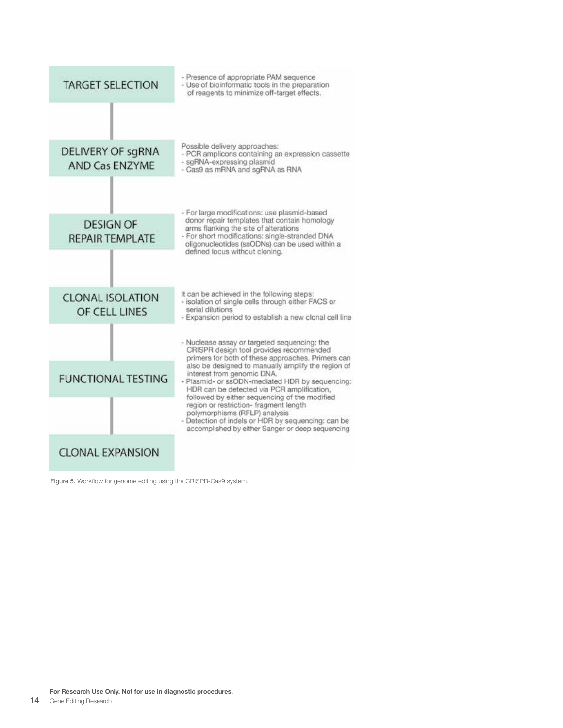**TARGET SELECTION**

- Presence of appropriate PAM sequence
- Use of bioinformatic tools in the preparation of reagents to minimize off-target effects.

**DELIVERY OF sgRNA AND Cas ENZYME**

Possible delivery approaches:
- PCR amplicons containing an expression cassette
- sgRNA-expressing plasmid
- Cas9 as mRNA and sgRNA as RNA

**DESIGN OF REPAIR TEMPLATE**

- For large modifications: use plasmid-based donor repair templates that contain homology arms flanking the site of alterations
- For short modifications: single-stranded DNA oligonucleotides (ssODNs) can be used within a defined locus without cloning.

**CLONAL ISOLATION OF CELL LINES**

It can be achieved in the following steps:
- isolation of single cells through either FACS or serial dilutions
- Expansion period to establish a new clonal cell line

**FUNCTIONAL TESTING**

- Nuclease assay or targeted sequencing: the CRISPR design tool provides recommended primers for both of these approaches. Primers can also be designed to manually amplify the region of interest from genomic DNA.
- Plasmid- or ssODN-mediated HDR by sequencing: HDR can be detected via PCR amplification, followed by either sequencing of the modified region or restriction- fragment length polymorphisms (RFLP) analysis
- Detection of indels or HDR by sequencing: can be accomplished by either Sanger or deep sequencing

**CLONAL EXPANSION**

Figure 5. Workflow for genome editing using the CRISPR-Cas9 system.

**For Research Use Only. Not for use in diagnostic procedures.**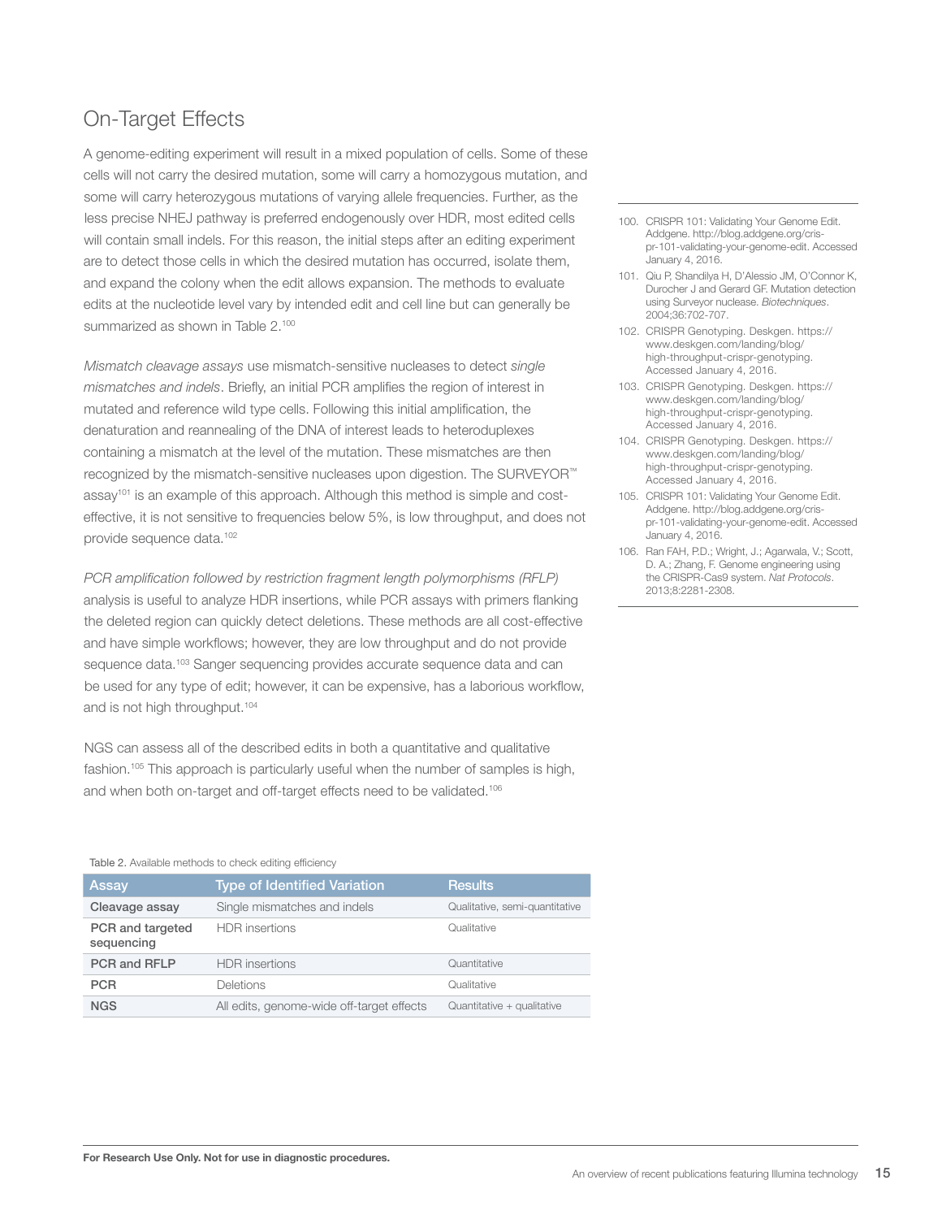## On-Target Effects

A genome-editing experiment will result in a mixed population of cells. Some of these cells will not carry the desired mutation, some will carry a homozygous mutation, and some will carry heterozygous mutations of varying allele frequencies. Further, as the less precise NHEJ pathway is preferred endogenously over HDR, most edited cells will contain small indels. For this reason, the initial steps after an editing experiment are to detect those cells in which the desired mutation has occurred, isolate them, and expand the colony when the edit allows expansion. The methods to evaluate edits at the nucleotide level vary by intended edit and cell line but can generally be summarized as shown in Table 2.[100]

*Mismatch cleavage assays* use mismatch-sensitive nucleases to detect *single mismatches and indels*. Briefly, an initial PCR amplifies the region of interest in mutated and reference wild type cells. Following this initial amplification, the denaturation and reannealing of the DNA of interest leads to heteroduplexes containing a mismatch at the level of the mutation. These mismatches are then recognized by the mismatch-sensitive nucleases upon digestion. The SURVEYOR™ assay[101] is an example of this approach. Although this method is simple and cost-effective, it is not sensitive to frequencies below 5%, is low throughput, and does not provide sequence data.[102]

*PCR amplification followed by restriction fragment length polymorphisms (RFLP)* analysis is useful to analyze HDR insertions, while PCR assays with primers flanking the deleted region can quickly detect deletions. These methods are all cost-effective and have simple workflows; however, they are low throughput and do not provide sequence data.[103] Sanger sequencing provides accurate sequence data and can be used for any type of edit; however, it can be expensive, has a laborious workflow, and is not high throughput.[104]

NGS can assess all of the described edits in both a quantitative and qualitative fashion.[105] This approach is particularly useful when the number of samples is high, and when both on-target and off-target effects need to be validated.[106]

Table 2. Available methods to check editing efficiency

| Assay | Type of Identified Variation | Results |
|---|---|---|
| **Cleavage assay** | Single mismatches and indels | Qualitative, semi-quantitative |
| **PCR and targeted sequencing** | HDR insertions | Qualitative |
| **PCR and RFLP** | HDR insertions | Quantitative |
| **PCR** | Deletions | Qualitative |
| **NGS** | All edits, genome-wide off-target effects | Quantitative + qualitative |

100. CRISPR 101: Validating Your Genome Edit. Addgene. http://blog.addgene.org/crispr-101-validating-your-genome-edit. Accessed January 4, 2016.
101. Qiu P, Shandilya H, D'Alessio JM, O'Connor K, Durocher J and Gerard GF. Mutation detection using Surveyor nuclease. *Biotechniques*. 2004;36:702-707.
102. CRISPR Genotyping. Deskgen. https://www.deskgen.com/landing/blog/high-throughput-crispr-genotyping. Accessed January 4, 2016.
103. CRISPR Genotyping. Deskgen. https://www.deskgen.com/landing/blog/high-throughput-crispr-genotyping. Accessed January 4, 2016.
104. CRISPR Genotyping. Deskgen. https://www.deskgen.com/landing/blog/high-throughput-crispr-genotyping. Accessed January 4, 2016.
105. CRISPR 101: Validating Your Genome Edit. Addgene. http://blog.addgene.org/crispr-101-validating-your-genome-edit. Accessed January 4, 2016.
106. Ran FAH, P.D.; Wright, J.; Agarwala, V.; Scott, D. A.; Zhang, F. Genome engineering using the CRISPR-Cas9 system. *Nat Protocols*. 2013;8:2281-2308.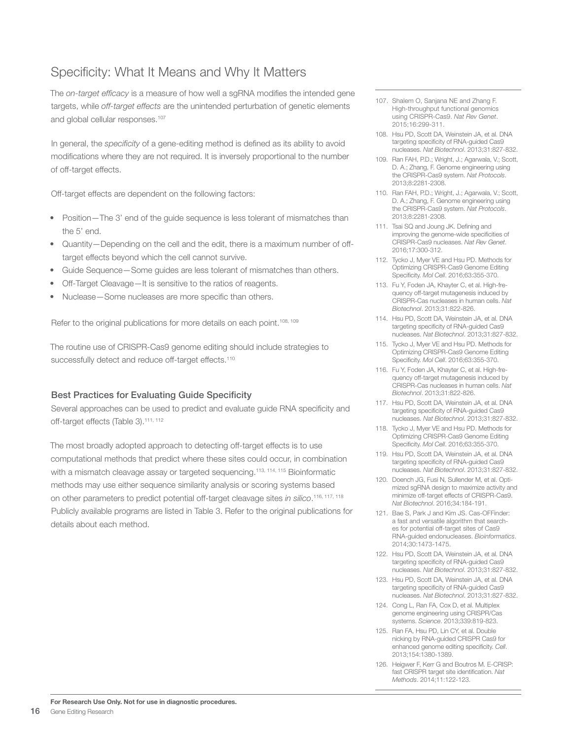## Specificity: What It Means and Why It Matters

The *on-target efficacy* is a measure of how well a sgRNA modifies the intended gene targets, while *off-target effects* are the unintended perturbation of genetic elements and global cellular responses.[107]

In general, the *specificity* of a gene-editing method is defined as its ability to avoid modifications where they are not required. It is inversely proportional to the number of off-target effects.

Off-target effects are dependent on the following factors:

- Position—The 3' end of the guide sequence is less tolerant of mismatches than the 5' end.
- Quantity—Depending on the cell and the edit, there is a maximum number of off-target effects beyond which the cell cannot survive.
- Guide Sequence—Some guides are less tolerant of mismatches than others.
- Off-Target Cleavage—It is sensitive to the ratios of reagents.
- Nuclease—Some nucleases are more specific than others.

Refer to the original publications for more details on each point.[108, 109]

The routine use of CRISPR-Cas9 genome editing should include strategies to successfully detect and reduce off-target effects.[110]

### Best Practices for Evaluating Guide Specificity

Several approaches can be used to predict and evaluate guide RNA specificity and off-target effects (Table 3).[111, 112]

The most broadly adopted approach to detecting off-target effects is to use computational methods that predict where these sites could occur, in combination with a mismatch cleavage assay or targeted sequencing.[113, 114, 115] Bioinformatic methods may use either sequence similarity analysis or scoring systems based on other parameters to predict potential off-target cleavage sites *in silico*.[116, 117, 118] Publicly available programs are listed in Table 3. Refer to the original publications for details about each method.

---

107. Shalem O, Sanjana NE and Zhang F. High-throughput functional genomics using CRISPR-Cas9. *Nat Rev Genet*. 2015;16:299-311.
108. Hsu PD, Scott DA, Weinstein JA, et al. DNA targeting specificity of RNA-guided Cas9 nucleases. *Nat Biotechnol*. 2013;31:827-832.
109. Ran FAH, P.D.; Wright, J.; Agarwala, V.; Scott, D. A.; Zhang, F. Genome engineering using the CRISPR-Cas9 system. *Nat Protocols*. 2013;8:2281-2308.
110. Ran FAH, P.D.; Wright, J.; Agarwala, V.; Scott, D. A.; Zhang, F. Genome engineering using the CRISPR-Cas9 system. *Nat Protocols*. 2013;8:2281-2308.
111. Tsai SQ and Joung JK. Defining and improving the genome-wide specificities of CRISPR-Cas9 nucleases. *Nat Rev Genet*. 2016;17:300-312.
112. Tycko J, Myer VE and Hsu PD. Methods for Optimizing CRISPR-Cas9 Genome Editing Specificity. *Mol Cell*. 2016;63:355-370.
113. Fu Y, Foden JA, Khayter C, et al. High-frequency off-target mutagenesis induced by CRISPR-Cas nucleases in human cells. *Nat Biotechnol*. 2013;31:822-826.
114. Hsu PD, Scott DA, Weinstein JA, et al. DNA targeting specificity of RNA-guided Cas9 nucleases. *Nat Biotechnol*. 2013;31:827-832.
115. Tycko J, Myer VE and Hsu PD. Methods for Optimizing CRISPR-Cas9 Genome Editing Specificity. *Mol Cell*. 2016;63:355-370.
116. Fu Y, Foden JA, Khayter C, et al. High-frequency off-target mutagenesis induced by CRISPR-Cas nucleases in human cells. *Nat Biotechnol*. 2013;31:822-826.
117. Hsu PD, Scott DA, Weinstein JA, et al. DNA targeting specificity of RNA-guided Cas9 nucleases. *Nat Biotechnol*. 2013;31:827-832.
118. Tycko J, Myer VE and Hsu PD. Methods for Optimizing CRISPR-Cas9 Genome Editing Specificity. *Mol Cell*. 2016;63:355-370.
119. Hsu PD, Scott DA, Weinstein JA, et al. DNA targeting specificity of RNA-guided Cas9 nucleases. *Nat Biotechnol*. 2013;31:827-832.
120. Doench JG, Fusi N, Sullender M, et al. Optimized sgRNA design to maximize activity and minimize off-target effects of CRISPR-Cas9. *Nat Biotechnol*. 2016;34:184-191.
121. Bae S, Park J and Kim JS. Cas-OFFinder: a fast and versatile algorithm that searches for potential off-target sites of Cas9 RNA-guided endonucleases. *Bioinformatics*. 2014;30:1473-1475.
122. Hsu PD, Scott DA, Weinstein JA, et al. DNA targeting specificity of RNA-guided Cas9 nucleases. *Nat Biotechnol*. 2013;31:827-832.
123. Hsu PD, Scott DA, Weinstein JA, et al. DNA targeting specificity of RNA-guided Cas9 nucleases. *Nat Biotechnol*. 2013;31:827-832.
124. Cong L, Ran FA, Cox D, et al. Multiplex genome engineering using CRISPR/Cas systems. *Science*. 2013;339:819-823.
125. Ran FA, Hsu PD, Lin CY, et al. Double nicking by RNA-guided CRISPR Cas9 for enhanced genome editing specificity. *Cell*. 2013;154:1380-1389.
126. Heigwer F, Kerr G and Boutros M. E-CRISP: fast CRISPR target site identification. *Nat Methods*. 2014;11:122-123.

**For Research Use Only. Not for use in diagnostic procedures.**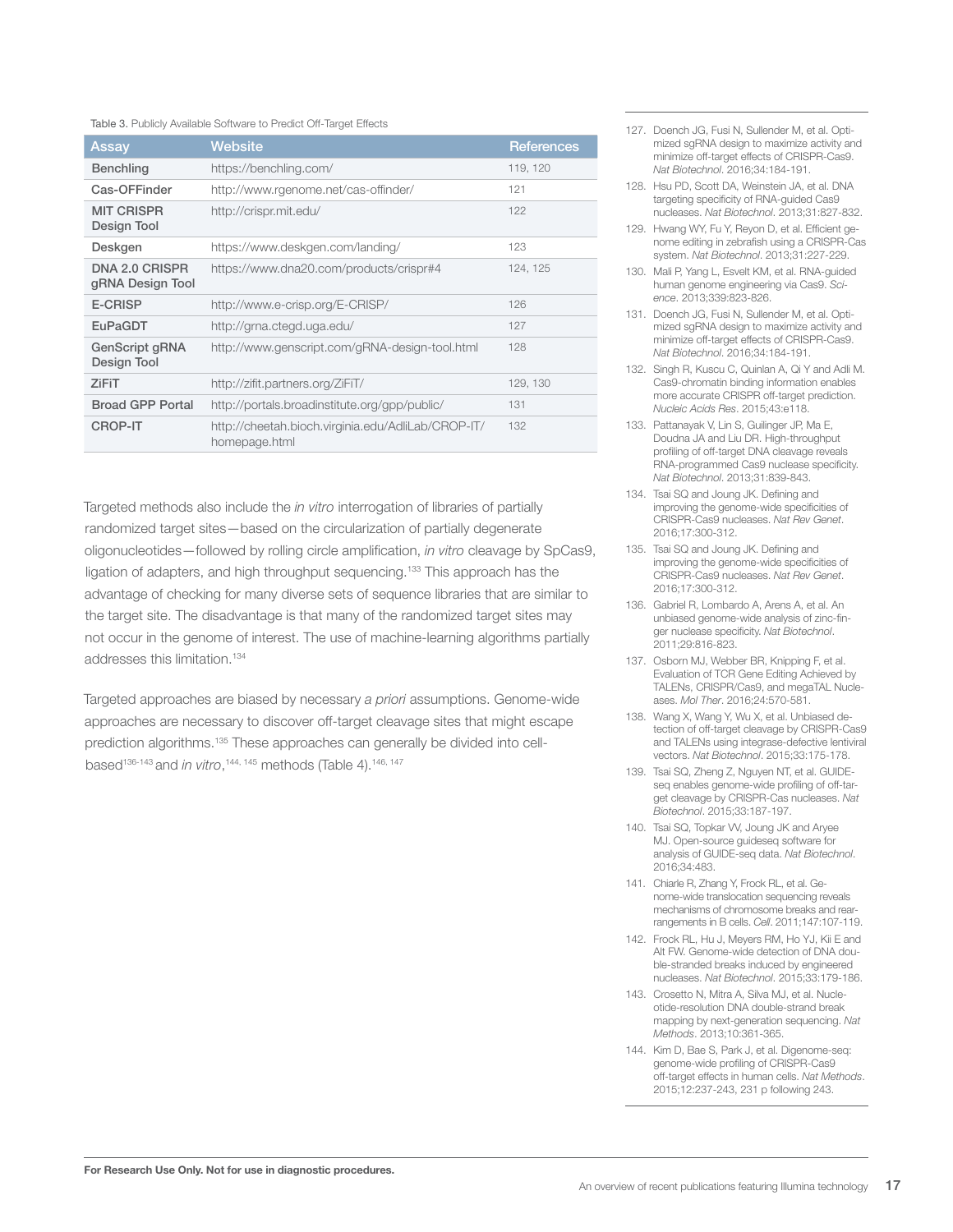Table 3. Publicly Available Software to Predict Off-Target Effects

| Assay | Website | References |
|---|---|---|
| Benchling | https://benchling.com/ | 119, 120 |
| Cas-OFFinder | http://www.rgenome.net/cas-offinder/ | 121 |
| MIT CRISPR Design Tool | http://crispr.mit.edu/ | 122 |
| Deskgen | https://www.deskgen.com/landing/ | 123 |
| DNA 2.0 CRISPR gRNA Design Tool | https://www.dna20.com/products/crispr#4 | 124, 125 |
| E-CRISP | http://www.e-crisp.org/E-CRISP/ | 126 |
| EuPaGDT | http://grna.ctegd.uga.edu/ | 127 |
| GenScript gRNA Design Tool | http://www.genscript.com/gRNA-design-tool.html | 128 |
| ZiFiT | http://zifit.partners.org/ZiFiT/ | 129, 130 |
| Broad GPP Portal | http://portals.broadinstitute.org/gpp/public/ | 131 |
| CROP-IT | http://cheetah.bioch.virginia.edu/AdliLab/CROP-IT/homepage.html | 132 |

Targeted methods also include the *in vitro* interrogation of libraries of partially randomized target sites—based on the circularization of partially degenerate oligonucleotides—followed by rolling circle amplification, *in vitro* cleavage by SpCas9, ligation of adapters, and high throughput sequencing.[133] This approach has the advantage of checking for many diverse sets of sequence libraries that are similar to the target site. The disadvantage is that many of the randomized target sites may not occur in the genome of interest. The use of machine-learning algorithms partially addresses this limitation.[134]

Targeted approaches are biased by necessary *a priori* assumptions. Genome-wide approaches are necessary to discover off-target cleavage sites that might escape prediction algorithms.[135] These approaches can generally be divided into cell-based[136-143] and *in vitro*,[144, 145] methods (Table 4).[146, 147]

127. Doench JG, Fusi N, Sullender M, et al. Optimized sgRNA design to maximize activity and minimize off-target effects of CRISPR-Cas9. *Nat Biotechnol*. 2016;34:184-191.
128. Hsu PD, Scott DA, Weinstein JA, et al. DNA targeting specificity of RNA-guided Cas9 nucleases. *Nat Biotechnol*. 2013;31:827-832.
129. Hwang WY, Fu Y, Reyon D, et al. Efficient genome editing in zebrafish using a CRISPR-Cas system. *Nat Biotechnol*. 2013;31:227-229.
130. Mali P, Yang L, Esvelt KM, et al. RNA-guided human genome engineering via Cas9. *Science*. 2013;339:823-826.
131. Doench JG, Fusi N, Sullender M, et al. Optimized sgRNA design to maximize activity and minimize off-target effects of CRISPR-Cas9. *Nat Biotechnol*. 2016;34:184-191.
132. Singh R, Kuscu C, Quinlan A, Qi Y and Adli M. Cas9-chromatin binding information enables more accurate CRISPR off-target prediction. *Nucleic Acids Res*. 2015;43:e118.
133. Pattanayak V, Lin S, Guilinger JP, Ma E, Doudna JA and Liu DR. High-throughput profiling of off-target DNA cleavage reveals RNA-programmed Cas9 nuclease specificity. *Nat Biotechnol*. 2013;31:839-843.
134. Tsai SQ and Joung JK. Defining and improving the genome-wide specificities of CRISPR-Cas9 nucleases. *Nat Rev Genet*. 2016;17:300-312.
135. Tsai SQ and Joung JK. Defining and improving the genome-wide specificities of CRISPR-Cas9 nucleases. *Nat Rev Genet*. 2016;17:300-312.
136. Gabriel R, Lombardo A, Arens A, et al. An unbiased genome-wide analysis of zinc-finger nuclease specificity. *Nat Biotechnol*. 2011;29:816-823.
137. Osborn MJ, Webber BR, Knipping F, et al. Evaluation of TCR Gene Editing Achieved by TALENs, CRISPR/Cas9, and megaTAL Nucleases. *Mol Ther*. 2016;24:570-581.
138. Wang X, Wang Y, Wu X, et al. Unbiased detection of off-target cleavage by CRISPR-Cas9 and TALENs using integrase-defective lentiviral vectors. *Nat Biotechnol*. 2015;33:175-178.
139. Tsai SQ, Zheng Z, Nguyen NT, et al. GUIDE-seq enables genome-wide profiling of off-target cleavage by CRISPR-Cas nucleases. *Nat Biotechnol*. 2015;33:187-197.
140. Tsai SQ, Topkar VV, Joung JK and Aryee MJ. Open-source guideseq software for analysis of GUIDE-seq data. *Nat Biotechnol*. 2016;34:483.
141. Chiarle R, Zhang Y, Frock RL, et al. Genome-wide translocation sequencing reveals mechanisms of chromosome breaks and rearrangements in B cells. *Cell*. 2011;147:107-119.
142. Frock RL, Hu J, Meyers RM, Ho YJ, Kii E and Alt FW. Genome-wide detection of DNA double-stranded breaks induced by engineered nucleases. *Nat Biotechnol*. 2015;33:179-186.
143. Crosetto N, Mitra A, Silva MJ, et al. Nucleotide-resolution DNA double-strand break mapping by next-generation sequencing. *Nat Methods*. 2013;10:361-365.
144. Kim D, Bae S, Park J, et al. Digenome-seq: genome-wide profiling of CRISPR-Cas9 off-target effects in human cells. *Nat Methods*. 2015;12:237-243, 231 p following 243.

**For Research Use Only. Not for use in diagnostic procedures.**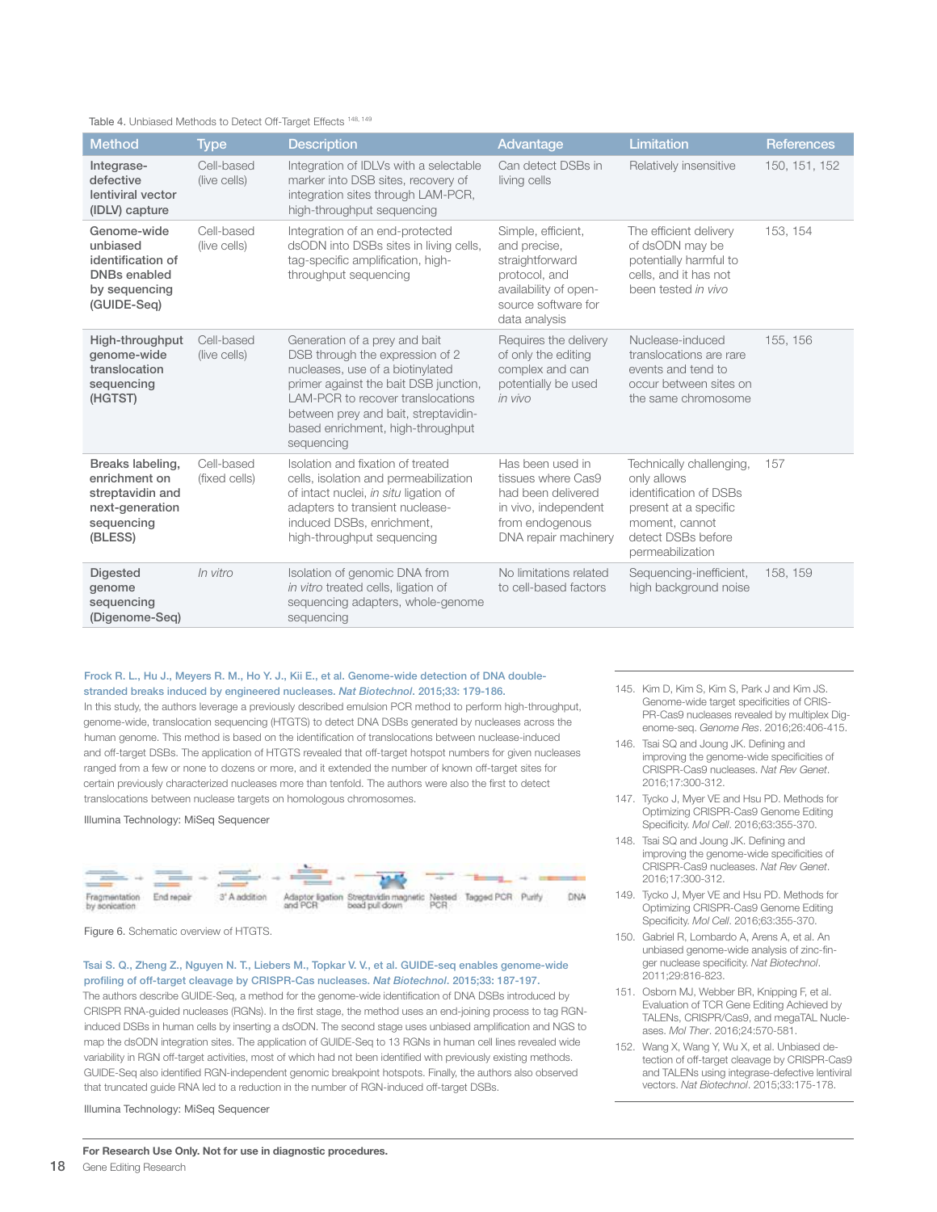Table 4. Unbiased Methods to Detect Off-Target Effects [148, 149]

| Method | Type | Description | Advantage | Limitation | References |
|---|---|---|---|---|---|
| **Integrase-defective lentiviral vector (IDLV) capture** | Cell-based (live cells) | Integration of IDLVs with a selectable marker into DSB sites, recovery of integration sites through LAM-PCR, high-throughput sequencing | Can detect DSBs in living cells | Relatively insensitive | 150, 151, 152 |
| **Genome-wide unbiased identification of DNBs enabled by sequencing (GUIDE-Seq)** | Cell-based (live cells) | Integration of an end-protected dsODN into DSBs sites in living cells, tag-specific amplification, high-throughput sequencing | Simple, efficient, and precise, straightforward protocol, and availability of open-source software for data analysis | The efficient delivery of dsODN may be potentially harmful to cells, and it has not been tested *in vivo* | 153, 154 |
| **High-throughput genome-wide translocation sequencing (HGTST)** | Cell-based (live cells) | Generation of a prey and bait DSB through the expression of 2 nucleases, use of a biotinylated primer against the bait DSB junction, LAM-PCR to recover translocations between prey and bait, streptavidin-based enrichment, high-throughput sequencing | Requires the delivery of only the editing complex and can potentially be used *in vivo* | Nuclease-induced translocations are rare events and tend to occur between sites on the same chromosome | 155, 156 |
| **Breaks labeling, enrichment on streptavidin and next-generation sequencing (BLESS)** | Cell-based (fixed cells) | Isolation and fixation of treated cells, isolation and permeabilization of intact nuclei, *in situ* ligation of adapters to transient nuclease-induced DSBs, enrichment, high-throughput sequencing | Has been used in tissues where Cas9 had been delivered in vivo, independent from endogenous DNA repair machinery | Technically challenging, only allows identification of DSBs present at a specific moment, cannot detect DSBs before permeabilization | 157 |
| **Digested genome sequencing (Digenome-Seq)** | *In vitro* | Isolation of genomic DNA from *in vitro* treated cells, ligation of sequencing adapters, whole-genome sequencing | No limitations related to cell-based factors | Sequencing-inefficient, high background noise | 158, 159 |

Frock R. L., Hu J., Meyers R. M., Ho Y. J., Kii E., et al. Genome-wide detection of DNA double-stranded breaks induced by engineered nucleases. *Nat Biotechnol*. 2015;33: 179-186.

In this study, the authors leverage a previously described emulsion PCR method to perform high-throughput, genome-wide, translocation sequencing (HTGTS) to detect DNA DSBs generated by nucleases across the human genome. This method is based on the identification of translocations between nuclease-induced and off-target DSBs. The application of HTGTS revealed that off-target hotspot numbers for given nucleases ranged from a few or none to dozens or more, and it extended the number of known off-target sites for certain previously characterized nucleases more than tenfold. The authors were also the first to detect translocations between nuclease targets on homologous chromosomes.

Illumina Technology: MiSeq Sequencer

Fragmentation by sonication → End repair → 3' A addition → Adaptor ligation and PCR → Streptavidin magnetic bead pull down → Nested PCR → Tagged PCR → Purify → DNA

Figure 6. Schematic overview of HTGTS.

Tsai S. Q., Zheng Z., Nguyen N. T., Liebers M., Topkar V. V., et al. GUIDE-seq enables genome-wide profiling of off-target cleavage by CRISPR-Cas nucleases. *Nat Biotechnol*. 2015;33: 187-197.

The authors describe GUIDE-Seq, a method for the genome-wide identification of DNA DSBs introduced by CRISPR RNA-guided nucleases (RGNs). In the first stage, the method uses an end-joining process to tag RGN-induced DSBs in human cells by inserting a dsODN. The second stage uses unbiased amplification and NGS to map the dsODN integration sites. The application of GUIDE-Seq to 13 RGNs in human cell lines revealed wide variability in RGN off-target activities, most of which had not been identified with previously existing methods. GUIDE-Seq also identified RGN-independent genomic breakpoint hotspots. Finally, the authors also observed that truncated guide RNA led to a reduction in the number of RGN-induced off-target DSBs.

Illumina Technology: MiSeq Sequencer

145. Kim D, Kim S, Kim S, Park J and Kim JS. Genome-wide target specificities of CRISPR-Cas9 nucleases revealed by multiplex Digenome-seq. *Genome Res*. 2016;26:406-415.
146. Tsai SQ and Joung JK. Defining and improving the genome-wide specificities of CRISPR-Cas9 nucleases. *Nat Rev Genet*. 2016;17:300-312.
147. Tycko J, Myer VE and Hsu PD. Methods for Optimizing CRISPR-Cas9 Genome Editing Specificity. *Mol Cell*. 2016;63:355-370.
148. Tsai SQ and Joung JK. Defining and improving the genome-wide specificities of CRISPR-Cas9 nucleases. *Nat Rev Genet*. 2016;17:300-312.
149. Tycko J, Myer VE and Hsu PD. Methods for Optimizing CRISPR-Cas9 Genome Editing Specificity. *Mol Cell*. 2016;63:355-370.
150. Gabriel R, Lombardo A, Arens A, et al. An unbiased genome-wide analysis of zinc-finger nuclease specificity. *Nat Biotechnol*. 2011;29:816-823.
151. Osborn MJ, Webber BR, Knipping F, et al. Evaluation of TCR Gene Editing Achieved by TALENs, CRISPR/Cas9, and megaTAL Nucleases. *Mol Ther*. 2016;24:570-581.
152. Wang X, Wang Y, Wu X, et al. Unbiased detection of off-target cleavage by CRISPR-Cas9 and TALENs using integrase-defective lentiviral vectors. *Nat Biotechnol*. 2015;33:175-178.

**For Research Use Only. Not for use in diagnostic procedures.**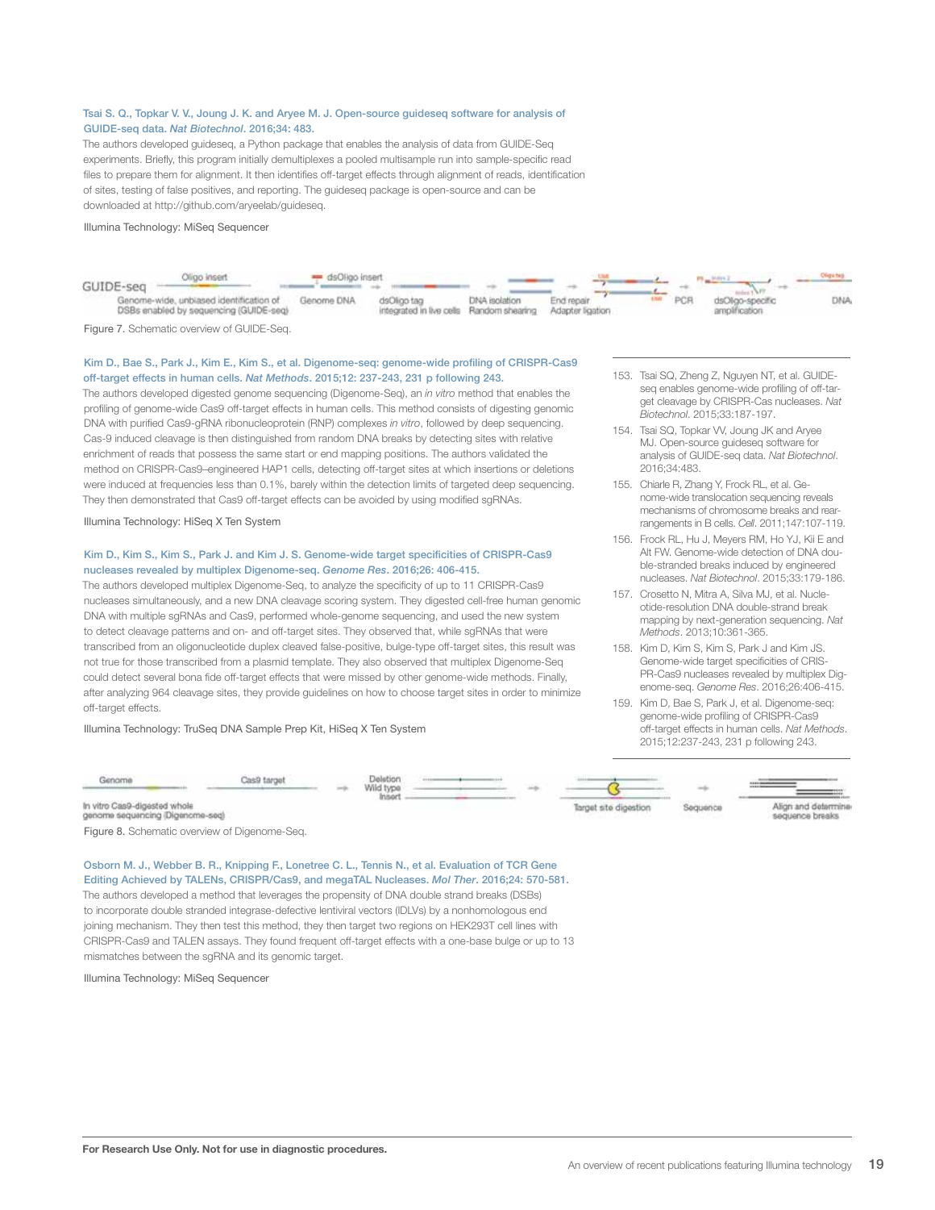**Tsai S. Q., Topkar V. V., Joung J. K. and Aryee M. J. Open-source guideseq software for analysis of GUIDE-seq data. *Nat Biotechnol*. 2016;34: 483.**

The authors developed guideseq, a Python package that enables the analysis of data from GUIDE-Seq experiments. Briefly, this program initially demultiplexes a pooled multisample run into sample-specific read files to prepare them for alignment. It then identifies off-target effects through alignment of reads, identification of sites, testing of false positives, and reporting. The guideseq package is open-source and can be downloaded at http://github.com/aryeelab/guideseq.

Illumina Technology: MiSeq Sequencer

Figure 7. Schematic overview of GUIDE-Seq.

**Kim D., Bae S., Park J., Kim E., Kim S., et al. Digenome-seq: genome-wide profiling of CRISPR-Cas9 off-target effects in human cells. *Nat Methods*. 2015;12: 237-243, 231 p following 243.**

The authors developed digested genome sequencing (Digenome-Seq), an *in vitro* method that enables the profiling of genome-wide Cas9 off-target effects in human cells. This method consists of digesting genomic DNA with purified Cas9-gRNA ribonucleoprotein (RNP) complexes *in vitro*, followed by deep sequencing. Cas-9 induced cleavage is then distinguished from random DNA breaks by detecting sites with relative enrichment of reads that possess the same start or end mapping positions. The authors validated the method on CRISPR-Cas9–engineered HAP1 cells, detecting off-target sites at which insertions or deletions were induced at frequencies less than 0.1%, barely within the detection limits of targeted deep sequencing. They then demonstrated that Cas9 off-target effects can be avoided by using modified sgRNAs.

Illumina Technology: HiSeq X Ten System

**Kim D., Kim S., Kim S., Park J. and Kim J. S. Genome-wide target specificities of CRISPR-Cas9 nucleases revealed by multiplex Digenome-seq. *Genome Res*. 2016;26: 406-415.**

The authors developed multiplex Digenome-Seq, to analyze the specificity of up to 11 CRISPR-Cas9 nucleases simultaneously, and a new DNA cleavage scoring system. They digested cell-free human genomic DNA with multiple sgRNAs and Cas9, performed whole-genome sequencing, and used the new system to detect cleavage patterns and on- and off-target sites. They observed that, while sgRNAs that were transcribed from an oligonucleotide duplex cleaved false-positive, bulge-type off-target sites, this result was not true for those transcribed from a plasmid template. They also observed that multiplex Digenome-Seq could detect several bona fide off-target effects that were missed by other genome-wide methods. Finally, after analyzing 964 cleavage sites, they provide guidelines on how to choose target sites in order to minimize off-target effects.

Illumina Technology: TruSeq DNA Sample Prep Kit, HiSeq X Ten System

153. Tsai SQ, Zheng Z, Nguyen NT, et al. GUIDE-seq enables genome-wide profiling of off-target cleavage by CRISPR-Cas nucleases. *Nat Biotechnol*. 2015;33:187-197.
154. Tsai SQ, Topkar VV, Joung JK and Aryee MJ. Open-source guideseq software for analysis of GUIDE-seq data. *Nat Biotechnol*. 2016;34:483.
155. Chiarle R, Zhang Y, Frock RL, et al. Genome-wide translocation sequencing reveals mechanisms of chromosome breaks and rearrangements in B cells. *Cell*. 2011;147:107-119.
156. Frock RL, Hu J, Meyers RM, Ho YJ, Kii E and Alt FW. Genome-wide detection of DNA double-stranded breaks induced by engineered nucleases. *Nat Biotechnol*. 2015;33:179-186.
157. Crosetto N, Mitra A, Silva MJ, et al. Nucleotide-resolution DNA double-strand break mapping by next-generation sequencing. *Nat Methods*. 2013;10:361-365.
158. Kim D, Kim S, Kim S, Park J and Kim JS. Genome-wide target specificities of CRISPR-Cas9 nucleases revealed by multiplex Digenome-seq. *Genome Res*. 2016;26:406-415.
159. Kim D, Bae S, Park J, et al. Digenome-seq: genome-wide profiling of CRISPR-Cas9 off-target effects in human cells. *Nat Methods*. 2015;12:237-243, 231 p following 243.

Figure 8. Schematic overview of Digenome-Seq.

**Osborn M. J., Webber B. R., Knipping F., Lonetree C. L., Tennis N., et al. Evaluation of TCR Gene Editing Achieved by TALENs, CRISPR/Cas9, and megaTAL Nucleases. *Mol Ther*. 2016;24: 570-581.**

The authors developed a method that leverages the propensity of DNA double strand breaks (DSBs) to incorporate double stranded integrase-defective lentiviral vectors (IDLVs) by a nonhomologous end joining mechanism. They then test this method, they then target two regions on HEK293T cell lines with CRISPR-Cas9 and TALEN assays. They found frequent off-target effects with a one-base bulge or up to 13 mismatches between the sgRNA and its genomic target.

Illumina Technology: MiSeq Sequencer

**For Research Use Only. Not for use in diagnostic procedures.**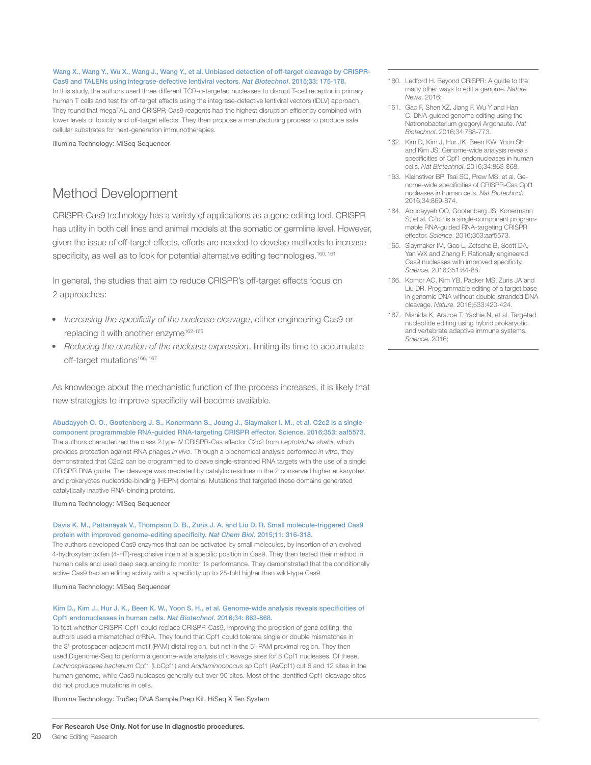Wang X., Wang Y., Wu X., Wang J., Wang Y., et al. Unbiased detection of off-target cleavage by CRISPR-Cas9 and TALENs using integrase-defective lentiviral vectors. *Nat Biotechnol*. 2015;33: 175-178.

In this study, the authors used three different TCR-α-targeted nucleases to disrupt T-cell receptor in primary human T cells and test for off-target effects using the integrase-defective lentiviral vectors (IDLV) approach. They found that megaTAL and CRISPR-Cas9 reagents had the highest disruption efficiency combined with lower levels of toxicity and off-target effects. They then propose a manufacturing process to produce safe cellular substrates for next-generation immunotherapies.

Illumina Technology: MiSeq Sequencer

## Method Development

CRISPR-Cas9 technology has a variety of applications as a gene editing tool. CRISPR has utility in both cell lines and animal models at the somatic or germline level. However, given the issue of off-target effects, efforts are needed to develop methods to increase specificity, as well as to look for potential alternative editing technologies.[160, 161]

In general, the studies that aim to reduce CRISPR's off-target effects focus on 2 approaches:

- *Increasing the specificity of the nuclease cleavage*, either engineering Cas9 or replacing it with another enzyme[162-165]
- *Reducing the duration of the nuclease expression*, limiting its time to accumulate off-target mutations[166, 167]

As knowledge about the mechanistic function of the process increases, it is likely that new strategies to improve specificity will become available.

Abudayyeh O. O., Gootenberg J. S., Konermann S., Joung J., Slaymaker I. M., et al. C2c2 is a single-component programmable RNA-guided RNA-targeting CRISPR effector. Science. 2016;353: aaf5573.

The authors characterized the class 2 type IV CRISPR-Cas effector C2c2 from *Leptotrichia shahii*, which provides protection against RNA phages *in vivo*. Through a biochemical analysis performed *in vitro*, they demonstrated that C2c2 can be programmed to cleave single-stranded RNA targets with the use of a single CRISPR RNA guide. The cleavage was mediated by catalytic residues in the 2 conserved higher eukaryotes and prokaryotes nucleotide-binding (HEPN) domains. Mutations that targeted these domains generated catalytically inactive RNA-binding proteins.

Illumina Technology: MiSeq Sequencer

Davis K. M., Pattanayak V., Thompson D. B., Zuris J. A. and Liu D. R. Small molecule-triggered Cas9 protein with improved genome-editing specificity. *Nat Chem Biol*. 2015;11: 316-318.

The authors developed Cas9 enzymes that can be activated by small molecules, by insertion of an evolved 4-hydroxytamoxifen (4-HT)-responsive intein at a specific position in Cas9. They then tested their method in human cells and used deep sequencing to monitor its performance. They demonstrated that the conditionally active Cas9 had an editing activity with a specificity up to 25-fold higher than wild-type Cas9.

Illumina Technology: MiSeq Sequencer

Kim D., Kim J., Hur J. K., Been K. W., Yoon S. H., et al. Genome-wide analysis reveals specificities of Cpf1 endonucleases in human cells. *Nat Biotechnol*. 2016;34: 863-868.

To test whether CRISPR-Cpf1 could replace CRISPR-Cas9, improving the precision of gene editing, the authors used a mismatched crRNA. They found that Cpf1 could tolerate single or double mismatches in the 3'-protospacer-adjacent motif (PAM) distal region, but not in the 5'-PAM proximal region. They then used Digenome-Seq to perform a genome-wide analysis of cleavage sites for 8 Cpf1 nucleases. Of these, *Lachnospiraceae bacterium* Cpf1 (LbCpf1) and *Acidaminococcus sp* Cpf1 (AsCpf1) cut 6 and 12 sites in the human genome, while Cas9 nucleases generally cut over 90 sites. Most of the identified Cpf1 cleavage sites did not produce mutations in cells.

Illumina Technology: TruSeq DNA Sample Prep Kit, HiSeq X Ten System

160. Ledford H. Beyond CRISPR: A guide to the many other ways to edit a genome. *Nature News*. 2016;
161. Gao F, Shen XZ, Jiang F, Wu Y and Han C. DNA-guided genome editing using the Natronobacterium gregoryi Argonaute. *Nat Biotechnol*. 2016;34:768-773.
162. Kim D, Kim J, Hur JK, Been KW, Yoon SH and Kim JS. Genome-wide analysis reveals specificities of Cpf1 endonucleases in human cells. *Nat Biotechnol*. 2016;34:863-868.
163. Kleinstiver BP, Tsai SQ, Prew MS, et al. Genome-wide specificities of CRISPR-Cas Cpf1 nucleases in human cells. *Nat Biotechnol*. 2016;34:869-874.
164. Abudayyeh OO, Gootenberg JS, Konermann S, et al. C2c2 is a single-component programmable RNA-guided RNA-targeting CRISPR effector. *Science*. 2016;353:aaf5573.
165. Slaymaker IM, Gao L, Zetsche B, Scott DA, Yan WX and Zhang F. Rationally engineered Cas9 nucleases with improved specificity. *Science*. 2016;351:84-88.
166. Komor AC, Kim YB, Packer MS, Zuris JA and Liu DR. Programmable editing of a target base in genomic DNA without double-stranded DNA cleavage. *Nature*. 2016;533:420-424.
167. Nishida K, Arazoe T, Yachie N, et al. Targeted nucleotide editing using hybrid prokaryotic and vertebrate adaptive immune systems. *Science*. 2016;

**For Research Use Only. Not for use in diagnostic procedures.**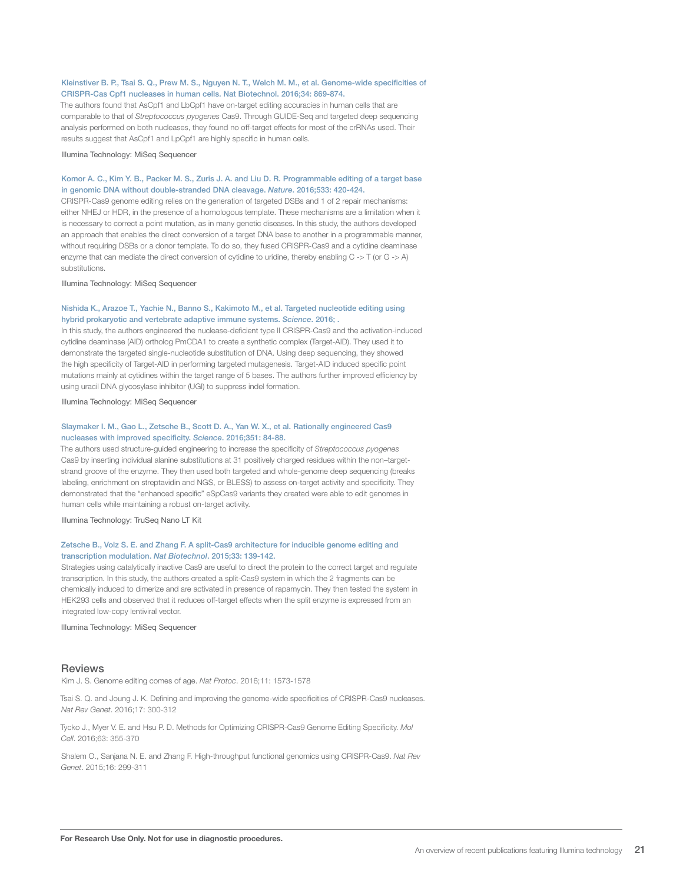Kleinstiver B. P., Tsai S. Q., Prew M. S., Nguyen N. T., Welch M. M., et al. Genome-wide specificities of CRISPR-Cas Cpf1 nucleases in human cells. Nat Biotechnol. 2016;34: 869-874.

The authors found that AsCpf1 and LbCpf1 have on-target editing accuracies in human cells that are comparable to that of *Streptococcus pyogenes* Cas9. Through GUIDE-Seq and targeted deep sequencing analysis performed on both nucleases, they found no off-target effects for most of the crRNAs used. Their results suggest that AsCpf1 and LpCpf1 are highly specific in human cells.

Illumina Technology: MiSeq Sequencer

Komor A. C., Kim Y. B., Packer M. S., Zuris J. A. and Liu D. R. Programmable editing of a target base in genomic DNA without double-stranded DNA cleavage. *Nature*. 2016;533: 420-424.

CRISPR-Cas9 genome editing relies on the generation of targeted DSBs and 1 of 2 repair mechanisms: either NHEJ or HDR, in the presence of a homologous template. These mechanisms are a limitation when it is necessary to correct a point mutation, as in many genetic diseases. In this study, the authors developed an approach that enables the direct conversion of a target DNA base to another in a programmable manner, without requiring DSBs or a donor template. To do so, they fused CRISPR-Cas9 and a cytidine deaminase enzyme that can mediate the direct conversion of cytidine to uridine, thereby enabling C -> T (or G -> A) substitutions.

Illumina Technology: MiSeq Sequencer

Nishida K., Arazoe T., Yachie N., Banno S., Kakimoto M., et al. Targeted nucleotide editing using hybrid prokaryotic and vertebrate adaptive immune systems. *Science*. 2016; .

In this study, the authors engineered the nuclease-deficient type II CRISPR-Cas9 and the activation-induced cytidine deaminase (AID) ortholog PmCDA1 to create a synthetic complex (Target-AID). They used it to demonstrate the targeted single-nucleotide substitution of DNA. Using deep sequencing, they showed the high specificity of Target-AID in performing targeted mutagenesis. Target-AID induced specific point mutations mainly at cytidines within the target range of 5 bases. The authors further improved efficiency by using uracil DNA glycosylase inhibitor (UGI) to suppress indel formation.

Illumina Technology: MiSeq Sequencer

Slaymaker I. M., Gao L., Zetsche B., Scott D. A., Yan W. X., et al. Rationally engineered Cas9 nucleases with improved specificity. *Science*. 2016;351: 84-88.

The authors used structure-guided engineering to increase the specificity of *Streptococcus pyogenes* Cas9 by inserting individual alanine substitutions at 31 positively charged residues within the non–target-strand groove of the enzyme. They then used both targeted and whole-genome deep sequencing (breaks labeling, enrichment on streptavidin and NGS, or BLESS) to assess on-target activity and specificity. They demonstrated that the "enhanced specific" eSpCas9 variants they created were able to edit genomes in human cells while maintaining a robust on-target activity.

Illumina Technology: TruSeq Nano LT Kit

Zetsche B., Volz S. E. and Zhang F. A split-Cas9 architecture for inducible genome editing and transcription modulation. *Nat Biotechnol*. 2015;33: 139-142.

Strategies using catalytically inactive Cas9 are useful to direct the protein to the correct target and regulate transcription. In this study, the authors created a split-Cas9 system in which the 2 fragments can be chemically induced to dimerize and are activated in presence of rapamycin. They then tested the system in HEK293 cells and observed that it reduces off-target effects when the split enzyme is expressed from an integrated low-copy lentiviral vector.

Illumina Technology: MiSeq Sequencer

## Reviews

Kim J. S. Genome editing comes of age. *Nat Protoc*. 2016;11: 1573-1578

Tsai S. Q. and Joung J. K. Defining and improving the genome-wide specificities of CRISPR-Cas9 nucleases. *Nat Rev Genet*. 2016;17: 300-312

Tycko J., Myer V. E. and Hsu P. D. Methods for Optimizing CRISPR-Cas9 Genome Editing Specificity. *Mol Cell*. 2016;63: 355-370

Shalem O., Sanjana N. E. and Zhang F. High-throughput functional genomics using CRISPR-Cas9. *Nat Rev Genet*. 2015;16: 299-311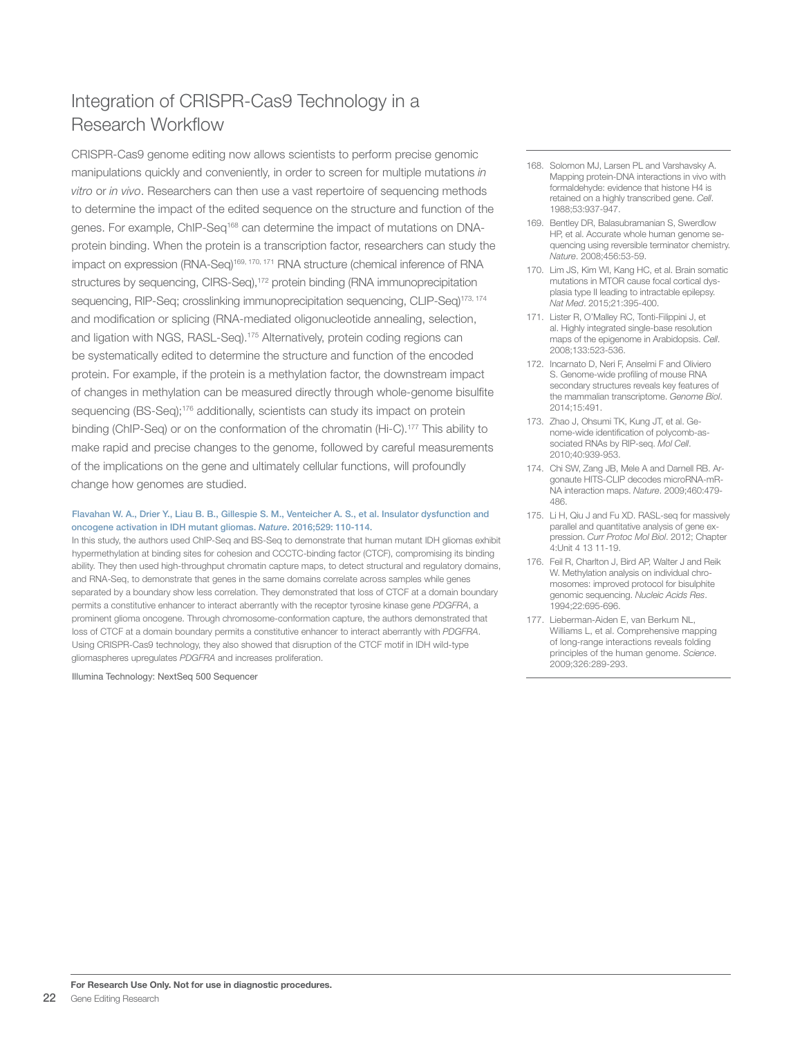# Integration of CRISPR-Cas9 Technology in a Research Workflow

CRISPR-Cas9 genome editing now allows scientists to perform precise genomic manipulations quickly and conveniently, in order to screen for multiple mutations *in vitro* or *in vivo*. Researchers can then use a vast repertoire of sequencing methods to determine the impact of the edited sequence on the structure and function of the genes. For example, ChIP-Seq[168] can determine the impact of mutations on DNA-protein binding. When the protein is a transcription factor, researchers can study the impact on expression (RNA-Seq)[169, 170, 171] RNA structure (chemical inference of RNA structures by sequencing, CIRS-Seq),[172] protein binding (RNA immunoprecipitation sequencing, RIP-Seq; crosslinking immunoprecipitation sequencing, CLIP-Seq)[173, 174] and modification or splicing (RNA-mediated oligonucleotide annealing, selection, and ligation with NGS, RASL-Seq).[175] Alternatively, protein coding regions can be systematically edited to determine the structure and function of the encoded protein. For example, if the protein is a methylation factor, the downstream impact of changes in methylation can be measured directly through whole-genome bisulfite sequencing (BS-Seq);[176] additionally, scientists can study its impact on protein binding (ChIP-Seq) or on the conformation of the chromatin (Hi-C).[177] This ability to make rapid and precise changes to the genome, followed by careful measurements of the implications on the gene and ultimately cellular functions, will profoundly change how genomes are studied.

**Flavahan W. A., Drier Y., Liau B. B., Gillespie S. M., Venteicher A. S., et al. Insulator dysfunction and oncogene activation in IDH mutant gliomas. *Nature*. 2016;529: 110-114.**

In this study, the authors used ChIP-Seq and BS-Seq to demonstrate that human mutant IDH gliomas exhibit hypermethylation at binding sites for cohesion and CCCTC-binding factor (CTCF), compromising its binding ability. They then used high-throughput chromatin capture maps, to detect structural and regulatory domains, and RNA-Seq, to demonstrate that genes in the same domains correlate across samples while genes separated by a boundary show less correlation. They demonstrated that loss of CTCF at a domain boundary permits a constitutive enhancer to interact aberrantly with the receptor tyrosine kinase gene *PDGFRA*, a prominent glioma oncogene. Through chromosome-conformation capture, the authors demonstrated that loss of CTCF at a domain boundary permits a constitutive enhancer to interact aberrantly with *PDGFRA*. Using CRISPR-Cas9 technology, they also showed that disruption of the CTCF motif in IDH wild-type gliomaspheres upregulates *PDGFRA* and increases proliferation.

Illumina Technology: NextSeq 500 Sequencer

168. Solomon MJ, Larsen PL and Varshavsky A. Mapping protein-DNA interactions in vivo with formaldehyde: evidence that histone H4 is retained on a highly transcribed gene. *Cell*. 1988;53:937-947.
169. Bentley DR, Balasubramanian S, Swerdlow HP, et al. Accurate whole human genome sequencing using reversible terminator chemistry. *Nature*. 2008;456:53-59.
170. Lim JS, Kim WI, Kang HC, et al. Brain somatic mutations in MTOR cause focal cortical dysplasia type II leading to intractable epilepsy. *Nat Med*. 2015;21:395-400.
171. Lister R, O'Malley RC, Tonti-Filippini J, et al. Highly integrated single-base resolution maps of the epigenome in Arabidopsis. *Cell*. 2008;133:523-536.
172. Incarnato D, Neri F, Anselmi F and Oliviero S. Genome-wide profiling of mouse RNA secondary structures reveals key features of the mammalian transcriptome. *Genome Biol*. 2014;15:491.
173. Zhao J, Ohsumi TK, Kung JT, et al. Genome-wide identification of polycomb-associated RNAs by RIP-seq. *Mol Cell*. 2010;40:939-953.
174. Chi SW, Zang JB, Mele A and Darnell RB. Argonaute HITS-CLIP decodes microRNA-mRNA interaction maps. *Nature*. 2009;460:479-486.
175. Li H, Qiu J and Fu XD. RASL-seq for massively parallel and quantitative analysis of gene expression. *Curr Protoc Mol Biol*. 2012; Chapter 4:Unit 4 13 11-19.
176. Feil R, Charlton J, Bird AP, Walter J and Reik W. Methylation analysis on individual chromosomes: improved protocol for bisulphite genomic sequencing. *Nucleic Acids Res*. 1994;22:695-696.
177. Lieberman-Aiden E, van Berkum NL, Williams L, et al. Comprehensive mapping of long-range interactions reveals folding principles of the human genome. *Science*. 2009;326:289-293.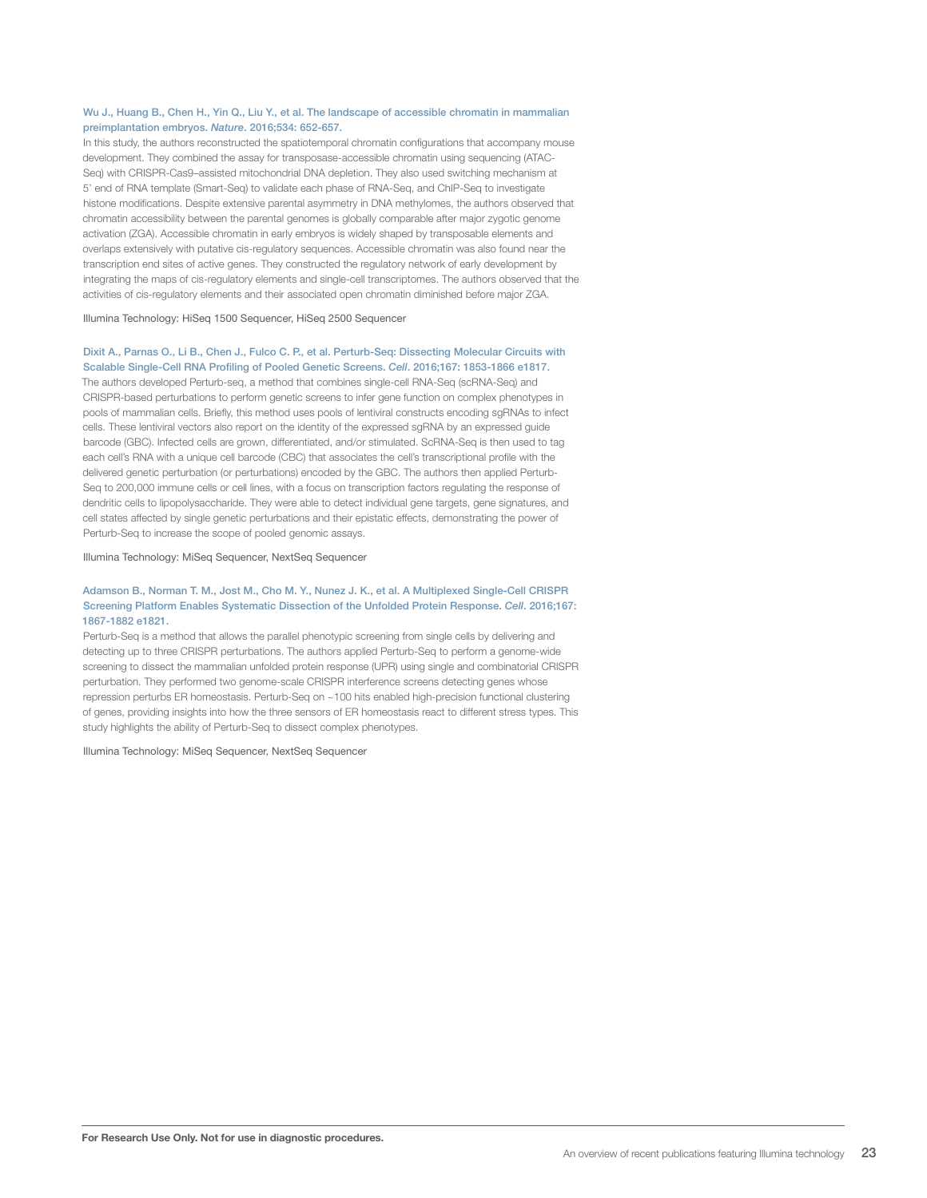Wu J., Huang B., Chen H., Yin Q., Liu Y., et al. The landscape of accessible chromatin in mammalian preimplantation embryos. *Nature*. 2016;534: 652-657.

In this study, the authors reconstructed the spatiotemporal chromatin configurations that accompany mouse development. They combined the assay for transposase-accessible chromatin using sequencing (ATAC-Seq) with CRISPR-Cas9–assisted mitochondrial DNA depletion. They also used switching mechanism at 5' end of RNA template (Smart-Seq) to validate each phase of RNA-Seq, and ChIP-Seq to investigate histone modifications. Despite extensive parental asymmetry in DNA methylomes, the authors observed that chromatin accessibility between the parental genomes is globally comparable after major zygotic genome activation (ZGA). Accessible chromatin in early embryos is widely shaped by transposable elements and overlaps extensively with putative cis-regulatory sequences. Accessible chromatin was also found near the transcription end sites of active genes. They constructed the regulatory network of early development by integrating the maps of cis-regulatory elements and single-cell transcriptomes. The authors observed that the activities of cis-regulatory elements and their associated open chromatin diminished before major ZGA.

Illumina Technology: HiSeq 1500 Sequencer, HiSeq 2500 Sequencer

Dixit A., Parnas O., Li B., Chen J., Fulco C. P., et al. Perturb-Seq: Dissecting Molecular Circuits with Scalable Single-Cell RNA Profiling of Pooled Genetic Screens. *Cell*. 2016;167: 1853-1866 e1817.

The authors developed Perturb-seq, a method that combines single-cell RNA-Seq (scRNA-Seq) and CRISPR-based perturbations to perform genetic screens to infer gene function on complex phenotypes in pools of mammalian cells. Briefly, this method uses pools of lentiviral constructs encoding sgRNAs to infect cells. These lentiviral vectors also report on the identity of the expressed sgRNA by an expressed guide barcode (GBC). Infected cells are grown, differentiated, and/or stimulated. ScRNA-Seq is then used to tag each cell's RNA with a unique cell barcode (CBC) that associates the cell's transcriptional profile with the delivered genetic perturbation (or perturbations) encoded by the GBC. The authors then applied Perturb-Seq to 200,000 immune cells or cell lines, with a focus on transcription factors regulating the response of dendritic cells to lipopolysaccharide. They were able to detect individual gene targets, gene signatures, and cell states affected by single genetic perturbations and their epistatic effects, demonstrating the power of Perturb-Seq to increase the scope of pooled genomic assays.

Illumina Technology: MiSeq Sequencer, NextSeq Sequencer

Adamson B., Norman T. M., Jost M., Cho M. Y., Nunez J. K., et al. A Multiplexed Single-Cell CRISPR Screening Platform Enables Systematic Dissection of the Unfolded Protein Response. *Cell*. 2016;167: 1867-1882 e1821.

Perturb-Seq is a method that allows the parallel phenotypic screening from single cells by delivering and detecting up to three CRISPR perturbations. The authors applied Perturb-Seq to perform a genome-wide screening to dissect the mammalian unfolded protein response (UPR) using single and combinatorial CRISPR perturbation. They performed two genome-scale CRISPR interference screens detecting genes whose repression perturbs ER homeostasis. Perturb-Seq on ~100 hits enabled high-precision functional clustering of genes, providing insights into how the three sensors of ER homeostasis react to different stress types. This study highlights the ability of Perturb-Seq to dissect complex phenotypes.

Illumina Technology: MiSeq Sequencer, NextSeq Sequencer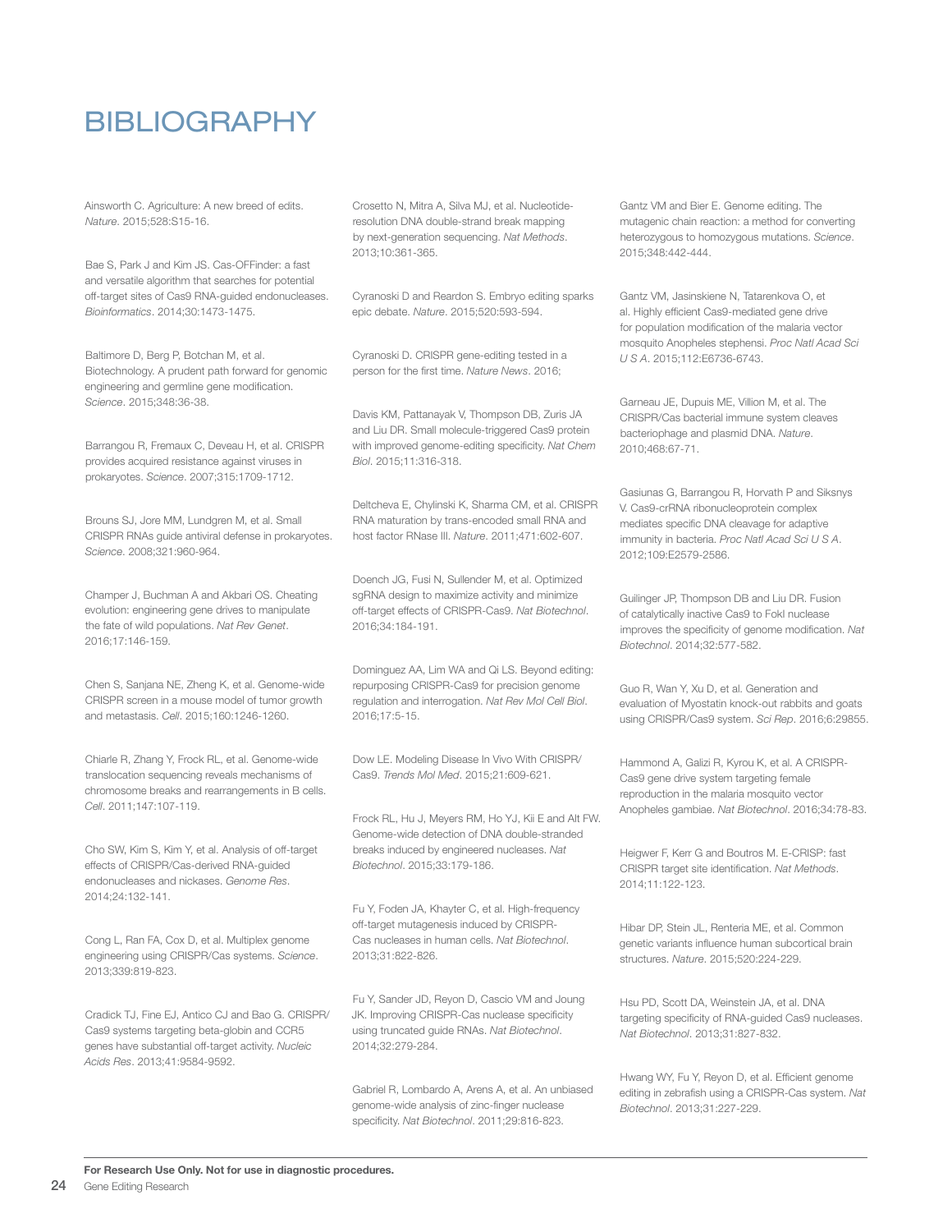# BIBLIOGRAPHY

Ainsworth C. Agriculture: A new breed of edits. *Nature*. 2015;528:S15-16.

Bae S, Park J and Kim JS. Cas-OFFinder: a fast and versatile algorithm that searches for potential off-target sites of Cas9 RNA-guided endonucleases. *Bioinformatics*. 2014;30:1473-1475.

Baltimore D, Berg P, Botchan M, et al. Biotechnology. A prudent path forward for genomic engineering and germline gene modification. *Science*. 2015;348:36-38.

Barrangou R, Fremaux C, Deveau H, et al. CRISPR provides acquired resistance against viruses in prokaryotes. *Science*. 2007;315:1709-1712.

Brouns SJ, Jore MM, Lundgren M, et al. Small CRISPR RNAs guide antiviral defense in prokaryotes. *Science*. 2008;321:960-964.

Champer J, Buchman A and Akbari OS. Cheating evolution: engineering gene drives to manipulate the fate of wild populations. *Nat Rev Genet*. 2016;17:146-159.

Chen S, Sanjana NE, Zheng K, et al. Genome-wide CRISPR screen in a mouse model of tumor growth and metastasis. *Cell*. 2015;160:1246-1260.

Chiarle R, Zhang Y, Frock RL, et al. Genome-wide translocation sequencing reveals mechanisms of chromosome breaks and rearrangements in B cells. *Cell*. 2011;147:107-119.

Cho SW, Kim S, Kim Y, et al. Analysis of off-target effects of CRISPR/Cas-derived RNA-guided endonucleases and nickases. *Genome Res*. 2014;24:132-141.

Cong L, Ran FA, Cox D, et al. Multiplex genome engineering using CRISPR/Cas systems. *Science*. 2013;339:819-823.

Cradick TJ, Fine EJ, Antico CJ and Bao G. CRISPR/Cas9 systems targeting beta-globin and CCR5 genes have substantial off-target activity. *Nucleic Acids Res*. 2013;41:9584-9592.

Crosetto N, Mitra A, Silva MJ, et al. Nucleotide-resolution DNA double-strand break mapping by next-generation sequencing. *Nat Methods*. 2013;10:361-365.

Cyranoski D and Reardon S. Embryo editing sparks epic debate. *Nature*. 2015;520:593-594.

Cyranoski D. CRISPR gene-editing tested in a person for the first time. *Nature News*. 2016;

Davis KM, Pattanayak V, Thompson DB, Zuris JA and Liu DR. Small molecule-triggered Cas9 protein with improved genome-editing specificity. *Nat Chem Biol*. 2015;11:316-318.

Deltcheva E, Chylinski K, Sharma CM, et al. CRISPR RNA maturation by trans-encoded small RNA and host factor RNase III. *Nature*. 2011;471:602-607.

Doench JG, Fusi N, Sullender M, et al. Optimized sgRNA design to maximize activity and minimize off-target effects of CRISPR-Cas9. *Nat Biotechnol*. 2016;34:184-191.

Dominguez AA, Lim WA and Qi LS. Beyond editing: repurposing CRISPR-Cas9 for precision genome regulation and interrogation. *Nat Rev Mol Cell Biol*. 2016;17:5-15.

Dow LE. Modeling Disease In Vivo With CRISPR/Cas9. *Trends Mol Med*. 2015;21:609-621.

Frock RL, Hu J, Meyers RM, Ho YJ, Kii E and Alt FW. Genome-wide detection of DNA double-stranded breaks induced by engineered nucleases. *Nat Biotechnol*. 2015;33:179-186.

Fu Y, Foden JA, Khayter C, et al. High-frequency off-target mutagenesis induced by CRISPR-Cas nucleases in human cells. *Nat Biotechnol*. 2013;31:822-826.

Fu Y, Sander JD, Reyon D, Cascio VM and Joung JK. Improving CRISPR-Cas nuclease specificity using truncated guide RNAs. *Nat Biotechnol*. 2014;32:279-284.

Gabriel R, Lombardo A, Arens A, et al. An unbiased genome-wide analysis of zinc-finger nuclease specificity. *Nat Biotechnol*. 2011;29:816-823.

Gantz VM and Bier E. Genome editing. The mutagenic chain reaction: a method for converting heterozygous to homozygous mutations. *Science*. 2015;348:442-444.

Gantz VM, Jasinskiene N, Tatarenkova O, et al. Highly efficient Cas9-mediated gene drive for population modification of the malaria vector mosquito Anopheles stephensi. *Proc Natl Acad Sci U S A*. 2015;112:E6736-6743.

Garneau JE, Dupuis ME, Villion M, et al. The CRISPR/Cas bacterial immune system cleaves bacteriophage and plasmid DNA. *Nature*. 2010;468:67-71.

Gasiunas G, Barrangou R, Horvath P and Siksnys V. Cas9-crRNA ribonucleoprotein complex mediates specific DNA cleavage for adaptive immunity in bacteria. *Proc Natl Acad Sci U S A*. 2012;109:E2579-2586.

Guilinger JP, Thompson DB and Liu DR. Fusion of catalytically inactive Cas9 to FokI nuclease improves the specificity of genome modification. *Nat Biotechnol*. 2014;32:577-582.

Guo R, Wan Y, Xu D, et al. Generation and evaluation of Myostatin knock-out rabbits and goats using CRISPR/Cas9 system. *Sci Rep*. 2016;6:29855.

Hammond A, Galizi R, Kyrou K, et al. A CRISPR-Cas9 gene drive system targeting female reproduction in the malaria mosquito vector Anopheles gambiae. *Nat Biotechnol*. 2016;34:78-83.

Heigwer F, Kerr G and Boutros M. E-CRISP: fast CRISPR target site identification. *Nat Methods*. 2014;11:122-123.

Hibar DP, Stein JL, Renteria ME, et al. Common genetic variants influence human subcortical brain structures. *Nature*. 2015;520:224-229.

Hsu PD, Scott DA, Weinstein JA, et al. DNA targeting specificity of RNA-guided Cas9 nucleases. *Nat Biotechnol*. 2013;31:827-832.

Hwang WY, Fu Y, Reyon D, et al. Efficient genome editing in zebrafish using a CRISPR-Cas system. *Nat Biotechnol*. 2013;31:227-229.

**For Research Use Only. Not for use in diagnostic procedures.**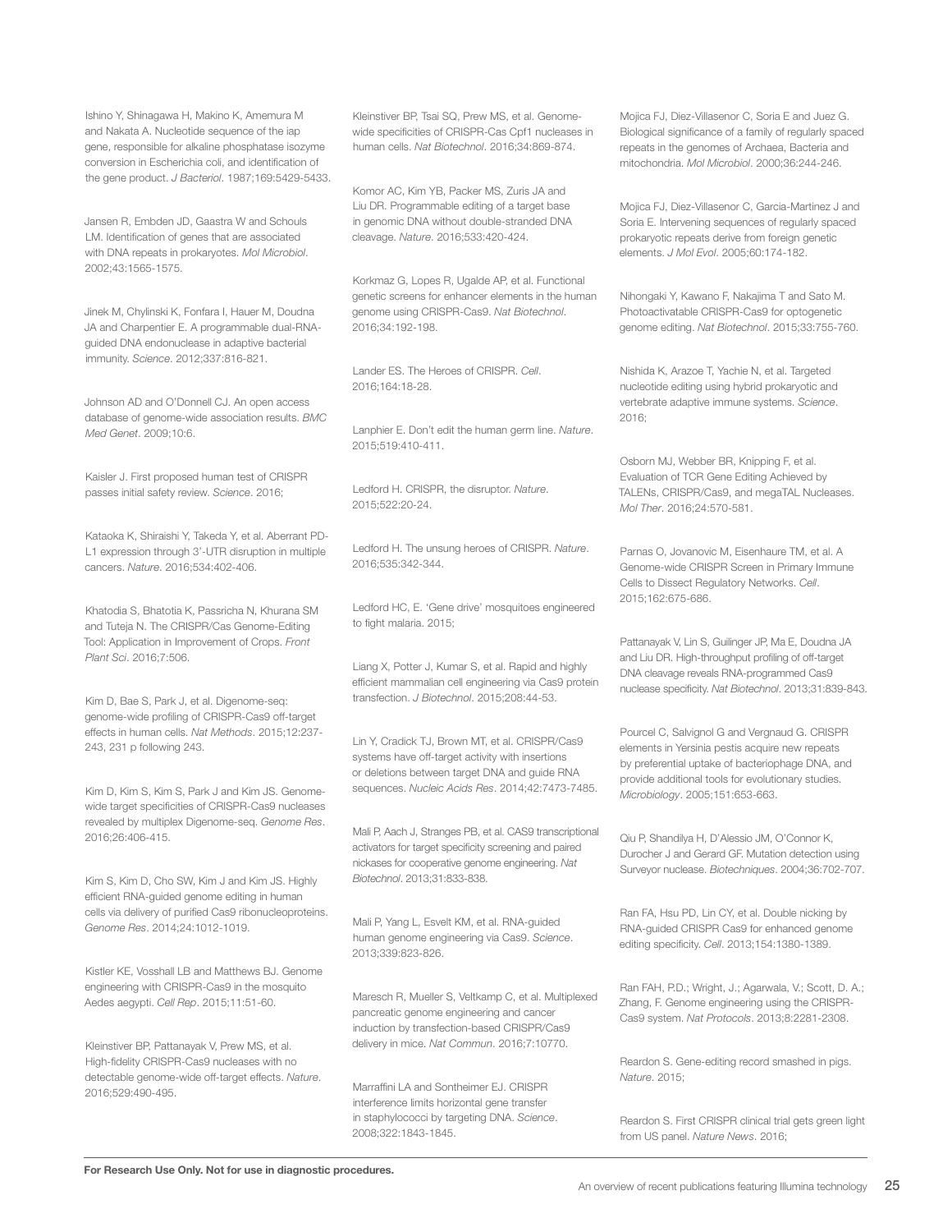Ishino Y, Shinagawa H, Makino K, Amemura M and Nakata A. Nucleotide sequence of the iap gene, responsible for alkaline phosphatase isozyme conversion in Escherichia coli, and identification of the gene product. *J Bacteriol*. 1987;169:5429-5433.

Jansen R, Embden JD, Gaastra W and Schouls LM. Identification of genes that are associated with DNA repeats in prokaryotes. *Mol Microbiol*. 2002;43:1565-1575.

Jinek M, Chylinski K, Fonfara I, Hauer M, Doudna JA and Charpentier E. A programmable dual-RNA-guided DNA endonuclease in adaptive bacterial immunity. *Science*. 2012;337:816-821.

Johnson AD and O'Donnell CJ. An open access database of genome-wide association results. *BMC Med Genet*. 2009;10:6.

Kaisler J. First proposed human test of CRISPR passes initial safety review. *Science*. 2016;

Kataoka K, Shiraishi Y, Takeda Y, et al. Aberrant PD-L1 expression through 3'-UTR disruption in multiple cancers. *Nature*. 2016;534:402-406.

Khatodia S, Bhatotia K, Passricha N, Khurana SM and Tuteja N. The CRISPR/Cas Genome-Editing Tool: Application in Improvement of Crops. *Front Plant Sci*. 2016;7:506.

Kim D, Bae S, Park J, et al. Digenome-seq: genome-wide profiling of CRISPR-Cas9 off-target effects in human cells. *Nat Methods*. 2015;12:237-243, 231 p following 243.

Kim D, Kim S, Kim S, Park J and Kim JS. Genome-wide target specificities of CRISPR-Cas9 nucleases revealed by multiplex Digenome-seq. *Genome Res*. 2016;26:406-415.

Kim S, Kim D, Cho SW, Kim J and Kim JS. Highly efficient RNA-guided genome editing in human cells via delivery of purified Cas9 ribonucleoproteins. *Genome Res*. 2014;24:1012-1019.

Kistler KE, Vosshall LB and Matthews BJ. Genome engineering with CRISPR-Cas9 in the mosquito Aedes aegypti. *Cell Rep*. 2015;11:51-60.

Kleinstiver BP, Pattanayak V, Prew MS, et al. High-fidelity CRISPR-Cas9 nucleases with no detectable genome-wide off-target effects. *Nature*. 2016;529:490-495.

Kleinstiver BP, Tsai SQ, Prew MS, et al. Genome-wide specificities of CRISPR-Cas Cpf1 nucleases in human cells. *Nat Biotechnol*. 2016;34:869-874.

Komor AC, Kim YB, Packer MS, Zuris JA and Liu DR. Programmable editing of a target base in genomic DNA without double-stranded DNA cleavage. *Nature*. 2016;533:420-424.

Korkmaz G, Lopes R, Ugalde AP, et al. Functional genetic screens for enhancer elements in the human genome using CRISPR-Cas9. *Nat Biotechnol*. 2016;34:192-198.

Lander ES. The Heroes of CRISPR. *Cell*. 2016;164:18-28.

Lanphier E. Don't edit the human germ line. *Nature*. 2015;519:410-411.

Ledford H. CRISPR, the disruptor. *Nature*. 2015;522:20-24.

Ledford H. The unsung heroes of CRISPR. *Nature*. 2016;535:342-344.

Ledford HC, E. 'Gene drive' mosquitoes engineered to fight malaria. 2015;

Liang X, Potter J, Kumar S, et al. Rapid and highly efficient mammalian cell engineering via Cas9 protein transfection. *J Biotechnol*. 2015;208:44-53.

Lin Y, Cradick TJ, Brown MT, et al. CRISPR/Cas9 systems have off-target activity with insertions or deletions between target DNA and guide RNA sequences. *Nucleic Acids Res*. 2014;42:7473-7485.

Mali P, Aach J, Stranges PB, et al. CAS9 transcriptional activators for target specificity screening and paired nickases for cooperative genome engineering. *Nat Biotechnol*. 2013;31:833-838.

Mali P, Yang L, Esvelt KM, et al. RNA-guided human genome engineering via Cas9. *Science*. 2013;339:823-826.

Maresch R, Mueller S, Veltkamp C, et al. Multiplexed pancreatic genome engineering and cancer induction by transfection-based CRISPR/Cas9 delivery in mice. *Nat Commun*. 2016;7:10770.

Marraffini LA and Sontheimer EJ. CRISPR interference limits horizontal gene transfer in staphylococci by targeting DNA. *Science*. 2008;322:1843-1845.

Mojica FJ, Diez-Villasenor C, Soria E and Juez G. Biological significance of a family of regularly spaced repeats in the genomes of Archaea, Bacteria and mitochondria. *Mol Microbiol*. 2000;36:244-246.

Mojica FJ, Diez-Villasenor C, Garcia-Martinez J and Soria E. Intervening sequences of regularly spaced prokaryotic repeats derive from foreign genetic elements. *J Mol Evol*. 2005;60:174-182.

Nihongaki Y, Kawano F, Nakajima T and Sato M. Photoactivatable CRISPR-Cas9 for optogenetic genome editing. *Nat Biotechnol*. 2015;33:755-760.

Nishida K, Arazoe T, Yachie N, et al. Targeted nucleotide editing using hybrid prokaryotic and vertebrate adaptive immune systems. *Science*. 2016;

Osborn MJ, Webber BR, Knipping F, et al. Evaluation of TCR Gene Editing Achieved by TALENs, CRISPR/Cas9, and megaTAL Nucleases. *Mol Ther*. 2016;24:570-581.

Parnas O, Jovanovic M, Eisenhaure TM, et al. A Genome-wide CRISPR Screen in Primary Immune Cells to Dissect Regulatory Networks. *Cell*. 2015;162:675-686.

Pattanayak V, Lin S, Guilinger JP, Ma E, Doudna JA and Liu DR. High-throughput profiling of off-target DNA cleavage reveals RNA-programmed Cas9 nuclease specificity. *Nat Biotechnol*. 2013;31:839-843.

Pourcel C, Salvignol G and Vergnaud G. CRISPR elements in Yersinia pestis acquire new repeats by preferential uptake of bacteriophage DNA, and provide additional tools for evolutionary studies. *Microbiology*. 2005;151:653-663.

Qiu P, Shandilya H, D'Alessio JM, O'Connor K, Durocher J and Gerard GF. Mutation detection using Surveyor nuclease. *Biotechniques*. 2004;36:702-707.

Ran FA, Hsu PD, Lin CY, et al. Double nicking by RNA-guided CRISPR Cas9 for enhanced genome editing specificity. *Cell*. 2013;154:1380-1389.

Ran FAH, P.D.; Wright, J.; Agarwala, V.; Scott, D. A.; Zhang, F. Genome engineering using the CRISPR-Cas9 system. *Nat Protocols*. 2013;8:2281-2308.

Reardon S. Gene-editing record smashed in pigs. *Nature*. 2015;

Reardon S. First CRISPR clinical trial gets green light from US panel. *Nature News*. 2016;

**For Research Use Only. Not for use in diagnostic procedures.**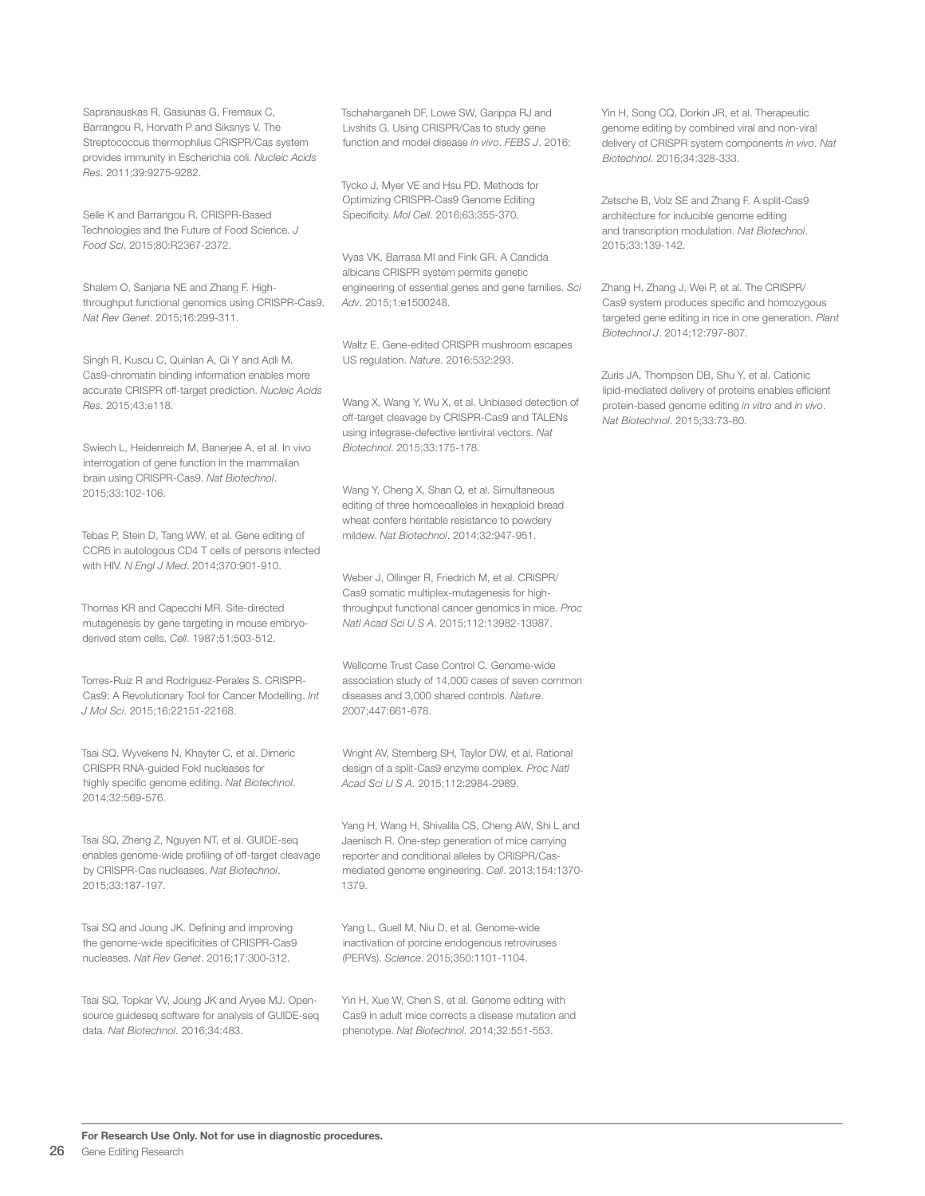Sapranauskas R, Gasiunas G, Fremaux C, Barrangou R, Horvath P and Siksnys V. The Streptococcus thermophilus CRISPR/Cas system provides immunity in Escherichia coli. *Nucleic Acids Res*. 2011;39:9275-9282.

Selle K and Barrangou R. CRISPR-Based Technologies and the Future of Food Science. *J Food Sci*. 2015;80:R2367-2372.

Shalem O, Sanjana NE and Zhang F. High-throughput functional genomics using CRISPR-Cas9. *Nat Rev Genet*. 2015;16:299-311.

Singh R, Kuscu C, Quinlan A, Qi Y and Adli M. Cas9-chromatin binding information enables more accurate CRISPR off-target prediction. *Nucleic Acids Res*. 2015;43:e118.

Swiech L, Heidenreich M, Banerjee A, et al. In vivo interrogation of gene function in the mammalian brain using CRISPR-Cas9. *Nat Biotechnol*. 2015;33:102-106.

Tebas P, Stein D, Tang WW, et al. Gene editing of CCR5 in autologous CD4 T cells of persons infected with HIV. *N Engl J Med*. 2014;370:901-910.

Thomas KR and Capecchi MR. Site-directed mutagenesis by gene targeting in mouse embryo-derived stem cells. *Cell*. 1987;51:503-512.

Torres-Ruiz R and Rodriguez-Perales S. CRISPR-Cas9: A Revolutionary Tool for Cancer Modelling. *Int J Mol Sci*. 2015;16:22151-22168.

Tsai SQ, Wyvekens N, Khayter C, et al. Dimeric CRISPR RNA-guided FokI nucleases for highly specific genome editing. *Nat Biotechnol*. 2014;32:569-576.

Tsai SQ, Zheng Z, Nguyen NT, et al. GUIDE-seq enables genome-wide profiling of off-target cleavage by CRISPR-Cas nucleases. *Nat Biotechnol*. 2015;33:187-197.

Tsai SQ and Joung JK. Defining and improving the genome-wide specificities of CRISPR-Cas9 nucleases. *Nat Rev Genet*. 2016;17:300-312.

Tsai SQ, Topkar VV, Joung JK and Aryee MJ. Open-source guideseq software for analysis of GUIDE-seq data. *Nat Biotechnol*. 2016;34:483.

Tschaharganeh DF, Lowe SW, Garippa RJ and Livshits G. Using CRISPR/Cas to study gene function and model disease *in vivo*. *FEBS J*. 2016;

Tycko J, Myer VE and Hsu PD. Methods for Optimizing CRISPR-Cas9 Genome Editing Specificity. *Mol Cell*. 2016;63:355-370.

Vyas VK, Barrasa MI and Fink GR. A Candida albicans CRISPR system permits genetic engineering of essential genes and gene families. *Sci Adv*. 2015;1:e1500248.

Waltz E. Gene-edited CRISPR mushroom escapes US regulation. *Nature*. 2016;532:293.

Wang X, Wang Y, Wu X, et al. Unbiased detection of off-target cleavage by CRISPR-Cas9 and TALENs using integrase-defective lentiviral vectors. *Nat Biotechnol*. 2015;33:175-178.

Wang Y, Cheng X, Shan Q, et al. Simultaneous editing of three homoeoalleles in hexaploid bread wheat confers heritable resistance to powdery mildew. *Nat Biotechnol*. 2014;32:947-951.

Weber J, Ollinger R, Friedrich M, et al. CRISPR/Cas9 somatic multiplex-mutagenesis for high-throughput functional cancer genomics in mice. *Proc Natl Acad Sci U S A*. 2015;112:13982-13987.

Wellcome Trust Case Control C. Genome-wide association study of 14,000 cases of seven common diseases and 3,000 shared controls. *Nature*. 2007;447:661-678.

Wright AV, Sternberg SH, Taylor DW, et al. Rational design of a split-Cas9 enzyme complex. *Proc Natl Acad Sci U S A*. 2015;112:2984-2989.

Yang H, Wang H, Shivalila CS, Cheng AW, Shi L and Jaenisch R. One-step generation of mice carrying reporter and conditional alleles by CRISPR/Cas-mediated genome engineering. *Cell*. 2013;154:1370-1379.

Yang L, Guell M, Niu D, et al. Genome-wide inactivation of porcine endogenous retroviruses (PERVs). *Science*. 2015;350:1101-1104.

Yin H, Xue W, Chen S, et al. Genome editing with Cas9 in adult mice corrects a disease mutation and phenotype. *Nat Biotechnol*. 2014;32:551-553.

Yin H, Song CQ, Dorkin JR, et al. Therapeutic genome editing by combined viral and non-viral delivery of CRISPR system components *in vivo*. *Nat Biotechnol*. 2016;34:328-333.

Zetsche B, Volz SE and Zhang F. A split-Cas9 architecture for inducible genome editing and transcription modulation. *Nat Biotechnol*. 2015;33:139-142.

Zhang H, Zhang J, Wei P, et al. The CRISPR/Cas9 system produces specific and homozygous targeted gene editing in rice in one generation. *Plant Biotechnol J*. 2014;12:797-807.

Zuris JA, Thompson DB, Shu Y, et al. Cationic lipid-mediated delivery of proteins enables efficient protein-based genome editing *in vitro* and *in vivo*. *Nat Biotechnol*. 2015;33:73-80.

**For Research Use Only. Not for use in diagnostic procedures.**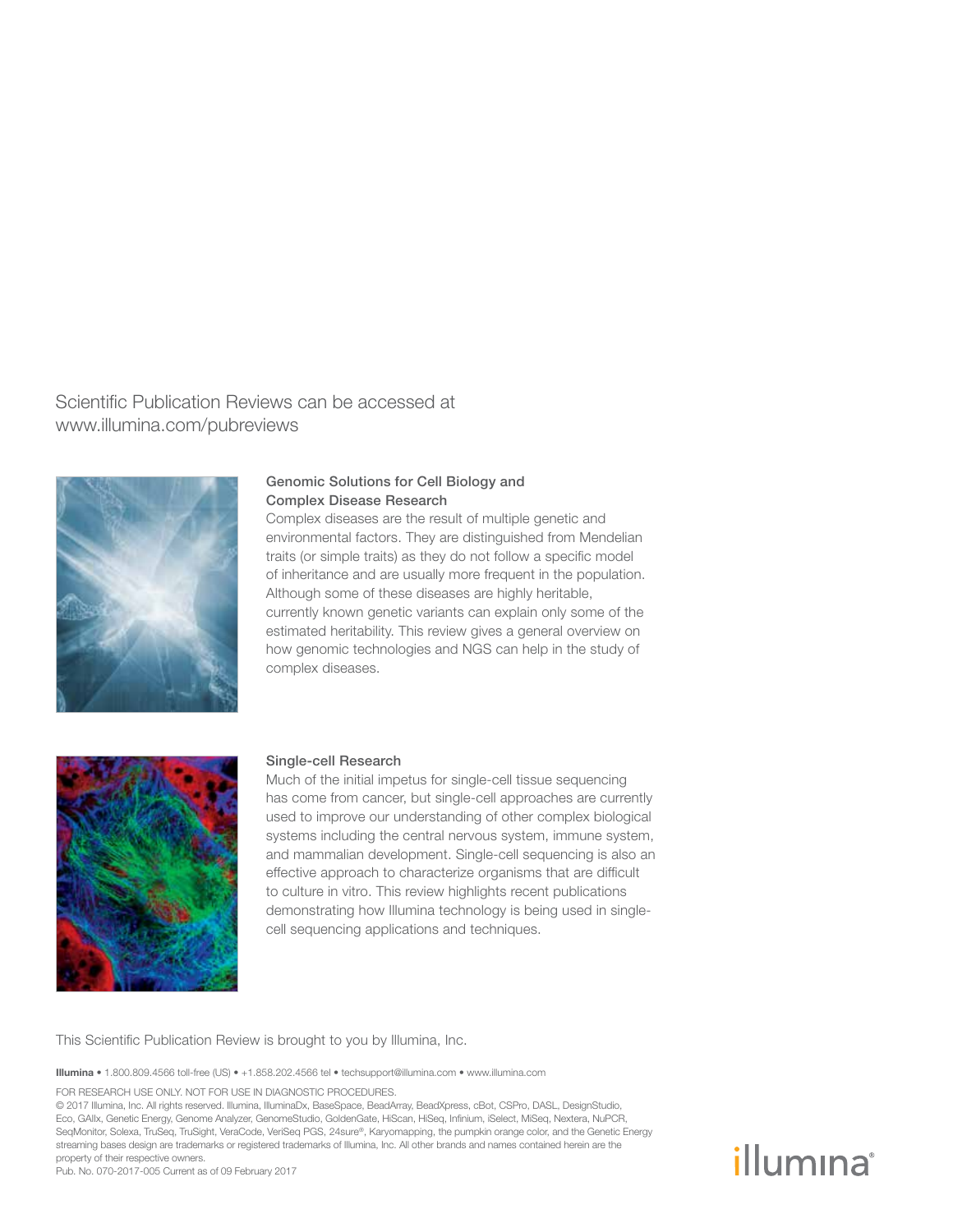Scientific Publication Reviews can be accessed at www.illumina.com/pubreviews

**Genomic Solutions for Cell Biology and Complex Disease Research**

Complex diseases are the result of multiple genetic and environmental factors. They are distinguished from Mendelian traits (or simple traits) as they do not follow a specific model of inheritance and are usually more frequent in the population. Although some of these diseases are highly heritable, currently known genetic variants can explain only some of the estimated heritability. This review gives a general overview on how genomic technologies and NGS can help in the study of complex diseases.

**Single-cell Research**

Much of the initial impetus for single-cell tissue sequencing has come from cancer, but single-cell approaches are currently used to improve our understanding of other complex biological systems including the central nervous system, immune system, and mammalian development. Single-cell sequencing is also an effective approach to characterize organisms that are difficult to culture in vitro. This review highlights recent publications demonstrating how Illumina technology is being used in single-cell sequencing applications and techniques.

This Scientific Publication Review is brought to you by Illumina, Inc.

**Illumina** • 1.800.809.4566 toll-free (US) • +1.858.202.4566 tel • techsupport@illumina.com • www.illumina.com

FOR RESEARCH USE ONLY. NOT FOR USE IN DIAGNOSTIC PROCEDURES.

© 2017 Illumina, Inc. All rights reserved. Illumina, IlluminaDx, BaseSpace, BeadArray, BeadXpress, cBot, CSPro, DASL, DesignStudio, Eco, GAIIx, Genetic Energy, Genome Analyzer, GenomeStudio, GoldenGate, HiScan, HiSeq, Infinium, iSelect, MiSeq, Nextera, NuPCR, SeqMonitor, Solexa, TruSeq, TruSight, VeraCode, VeriSeq PGS, 24sure®, Karyomapping, the pumpkin orange color, and the Genetic Energy streaming bases design are trademarks or registered trademarks of Illumina, Inc. All other brands and names contained herein are the property of their respective owners.

Pub. No. 070-2017-005 Current as of 09 February 2017

illumina®